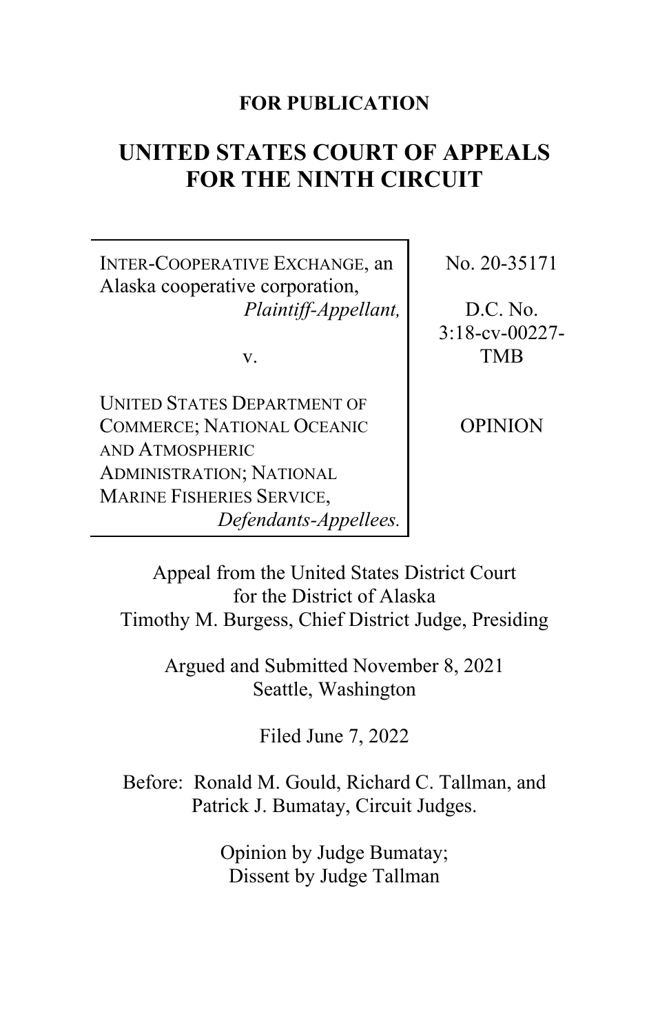**FOR PUBLICATION**

# UNITED STATES COURT OF APPEALS FOR THE NINTH CIRCUIT

| | |
|---|---|
| INTER-COOPERATIVE EXCHANGE, an Alaska cooperative corporation, *Plaintiff-Appellant,* <br><br> v. <br><br> UNITED STATES DEPARTMENT OF COMMERCE; NATIONAL OCEANIC AND ATMOSPHERIC ADMINISTRATION; NATIONAL MARINE FISHERIES SERVICE, *Defendants-Appellees.* | No. 20-35171 <br><br> D.C. No. 3:18-cv-00227-TMB <br><br> OPINION |

Appeal from the United States District Court for the District of Alaska
Timothy M. Burgess, Chief District Judge, Presiding

Argued and Submitted November 8, 2021
Seattle, Washington

Filed June 7, 2022

Before: Ronald M. Gould, Richard C. Tallman, and Patrick J. Bumatay, Circuit Judges.

Opinion by Judge Bumatay;
Dissent by Judge Tallman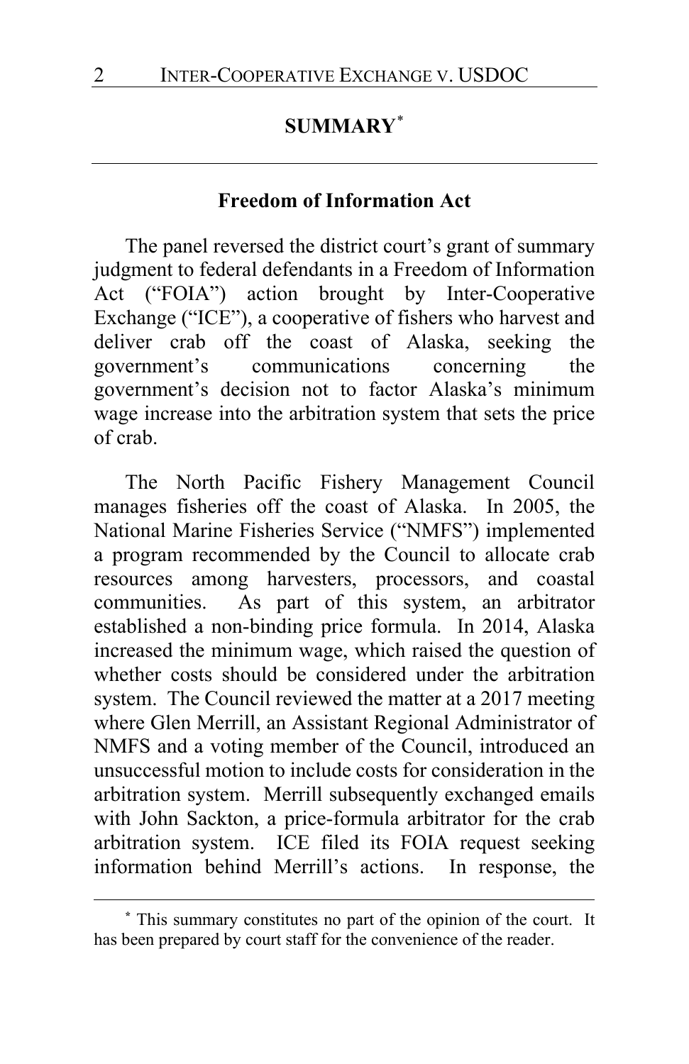## SUMMARY[*]

---

### Freedom of Information Act

The panel reversed the district court's grant of summary judgment to federal defendants in a Freedom of Information Act ("FOIA") action brought by Inter-Cooperative Exchange ("ICE"), a cooperative of fishers who harvest and deliver crab off the coast of Alaska, seeking the government's communications concerning the government's decision not to factor Alaska's minimum wage increase into the arbitration system that sets the price of crab.

The North Pacific Fishery Management Council manages fisheries off the coast of Alaska. In 2005, the National Marine Fisheries Service ("NMFS") implemented a program recommended by the Council to allocate crab resources among harvesters, processors, and coastal communities. As part of this system, an arbitrator established a non-binding price formula. In 2014, Alaska increased the minimum wage, which raised the question of whether costs should be considered under the arbitration system. The Council reviewed the matter at a 2017 meeting where Glen Merrill, an Assistant Regional Administrator of NMFS and a voting member of the Council, introduced an unsuccessful motion to include costs for consideration in the arbitration system. Merrill subsequently exchanged emails with John Sackton, a price-formula arbitrator for the crab arbitration system. ICE filed its FOIA request seeking information behind Merrill's actions. In response, the

---

[*] This summary constitutes no part of the opinion of the court. It has been prepared by court staff for the convenience of the reader.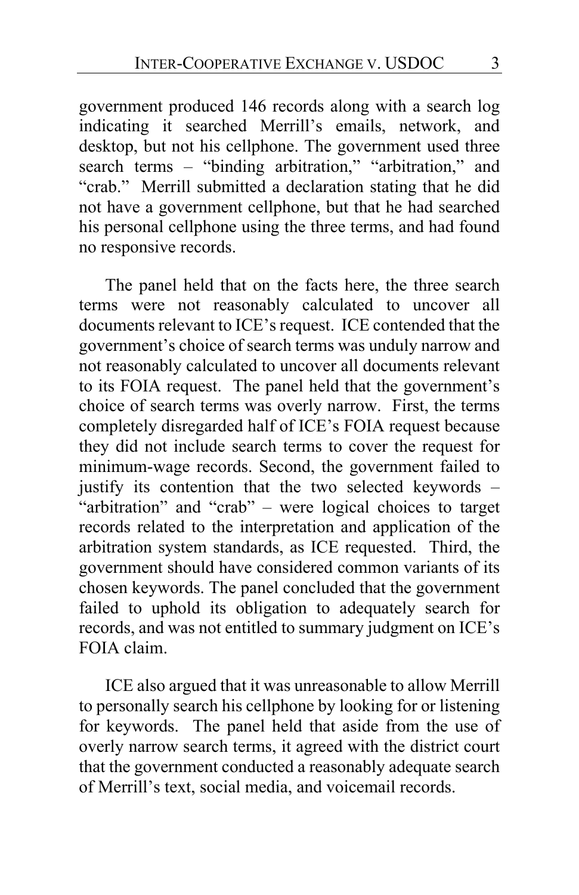government produced 146 records along with a search log indicating it searched Merrill's emails, network, and desktop, but not his cellphone. The government used three search terms – "binding arbitration," "arbitration," and "crab." Merrill submitted a declaration stating that he did not have a government cellphone, but that he had searched his personal cellphone using the three terms, and had found no responsive records.

The panel held that on the facts here, the three search terms were not reasonably calculated to uncover all documents relevant to ICE's request. ICE contended that the government's choice of search terms was unduly narrow and not reasonably calculated to uncover all documents relevant to its FOIA request. The panel held that the government's choice of search terms was overly narrow. First, the terms completely disregarded half of ICE's FOIA request because they did not include search terms to cover the request for minimum-wage records. Second, the government failed to justify its contention that the two selected keywords – "arbitration" and "crab" – were logical choices to target records related to the interpretation and application of the arbitration system standards, as ICE requested. Third, the government should have considered common variants of its chosen keywords. The panel concluded that the government failed to uphold its obligation to adequately search for records, and was not entitled to summary judgment on ICE's FOIA claim.

ICE also argued that it was unreasonable to allow Merrill to personally search his cellphone by looking for or listening for keywords. The panel held that aside from the use of overly narrow search terms, it agreed with the district court that the government conducted a reasonably adequate search of Merrill's text, social media, and voicemail records.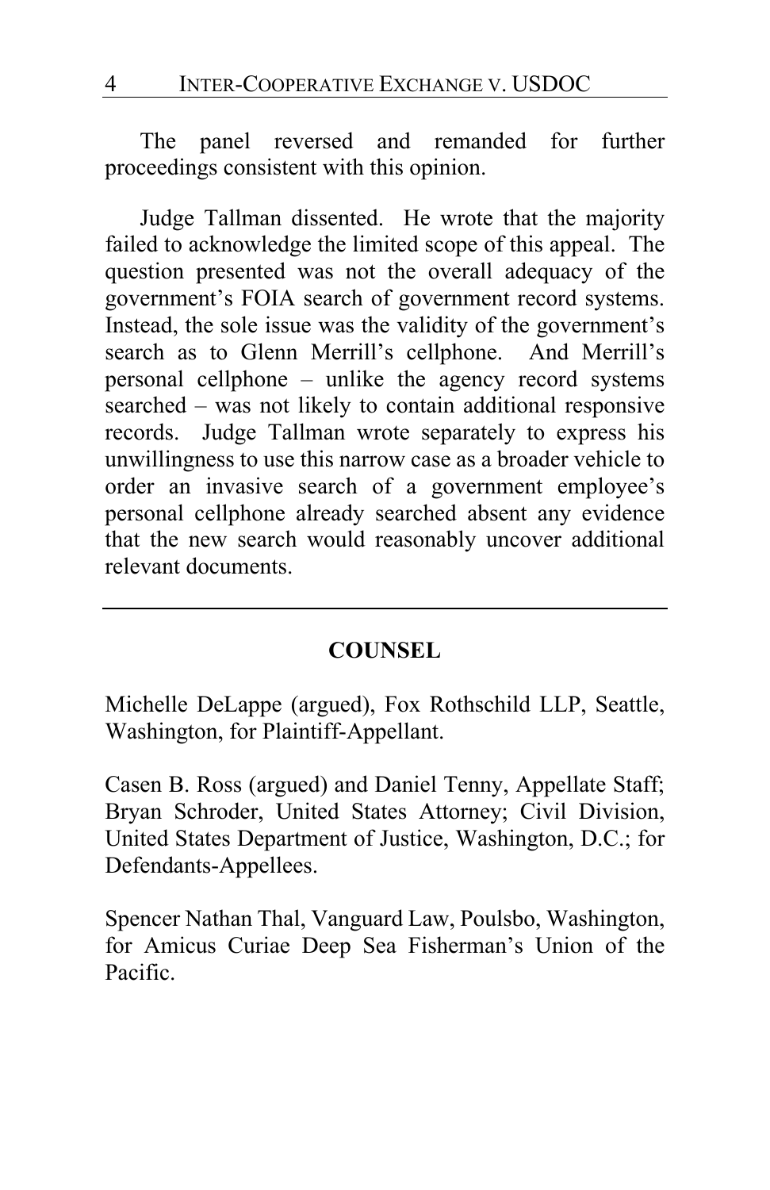The panel reversed and remanded for further proceedings consistent with this opinion.

Judge Tallman dissented. He wrote that the majority failed to acknowledge the limited scope of this appeal. The question presented was not the overall adequacy of the government's FOIA search of government record systems. Instead, the sole issue was the validity of the government's search as to Glenn Merrill's cellphone. And Merrill's personal cellphone – unlike the agency record systems searched – was not likely to contain additional responsive records. Judge Tallman wrote separately to express his unwillingness to use this narrow case as a broader vehicle to order an invasive search of a government employee's personal cellphone already searched absent any evidence that the new search would reasonably uncover additional relevant documents.

---

## COUNSEL

Michelle DeLappe (argued), Fox Rothschild LLP, Seattle, Washington, for Plaintiff-Appellant.

Casen B. Ross (argued) and Daniel Tenny, Appellate Staff; Bryan Schroder, United States Attorney; Civil Division, United States Department of Justice, Washington, D.C.; for Defendants-Appellees.

Spencer Nathan Thal, Vanguard Law, Poulsbo, Washington, for Amicus Curiae Deep Sea Fisherman's Union of the Pacific.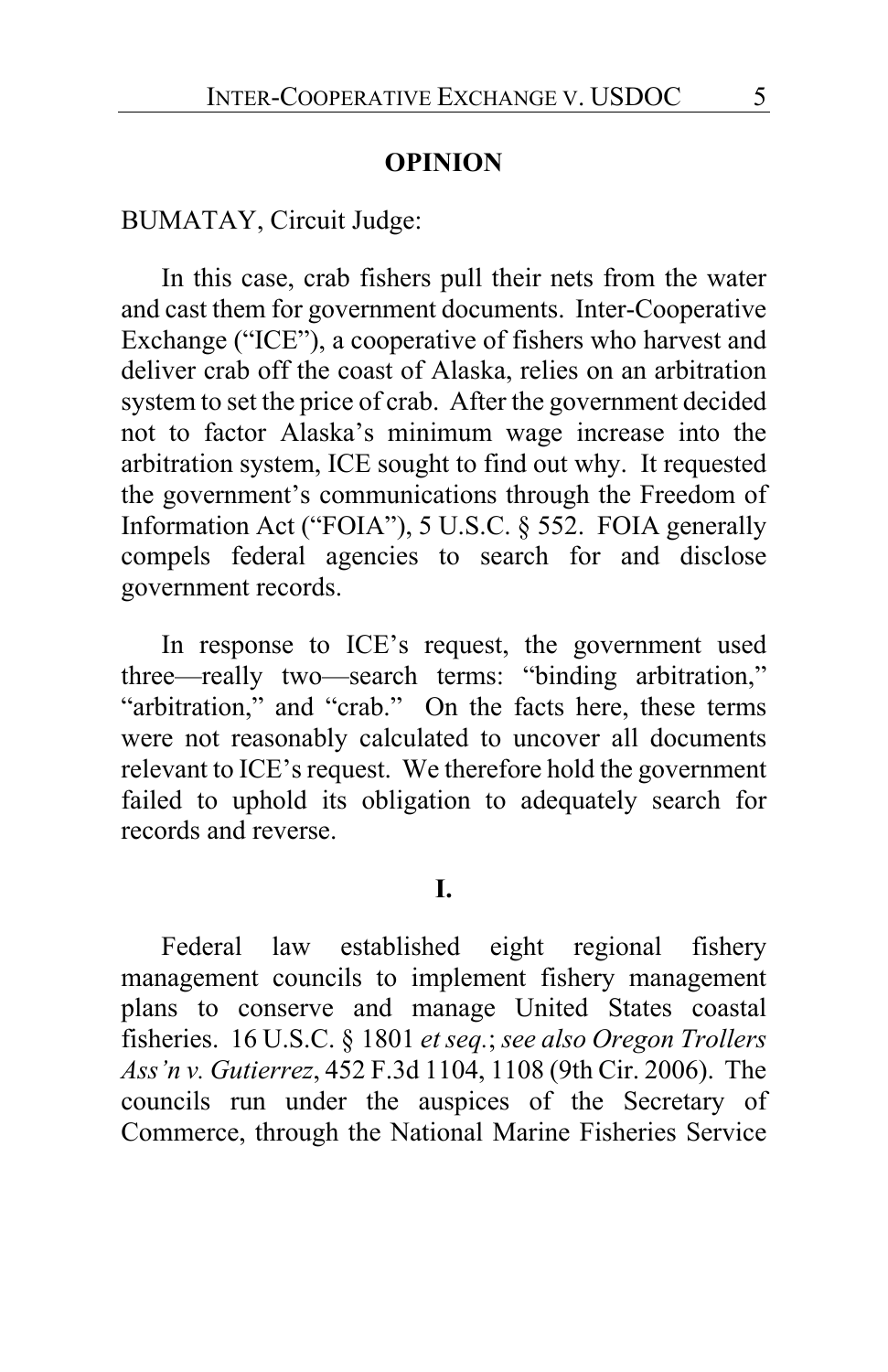**OPINION**

BUMATAY, Circuit Judge:

In this case, crab fishers pull their nets from the water and cast them for government documents. Inter-Cooperative Exchange ("ICE"), a cooperative of fishers who harvest and deliver crab off the coast of Alaska, relies on an arbitration system to set the price of crab. After the government decided not to factor Alaska's minimum wage increase into the arbitration system, ICE sought to find out why. It requested the government's communications through the Freedom of Information Act ("FOIA"), 5 U.S.C. § 552. FOIA generally compels federal agencies to search for and disclose government records.

In response to ICE's request, the government used three—really two—search terms: "binding arbitration," "arbitration," and "crab." On the facts here, these terms were not reasonably calculated to uncover all documents relevant to ICE's request. We therefore hold the government failed to uphold its obligation to adequately search for records and reverse.

**I.**

Federal law established eight regional fishery management councils to implement fishery management plans to conserve and manage United States coastal fisheries. 16 U.S.C. § 1801 *et seq.*; *see also Oregon Trollers Ass'n v. Gutierrez*, 452 F.3d 1104, 1108 (9th Cir. 2006). The councils run under the auspices of the Secretary of Commerce, through the National Marine Fisheries Service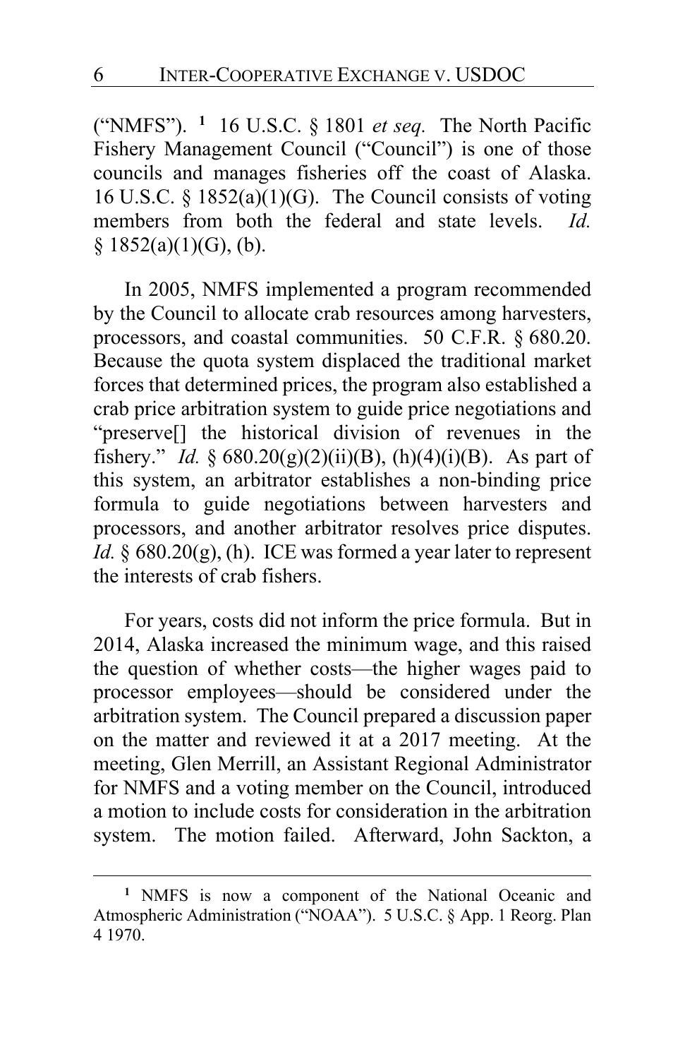("NMFS").[1] 16 U.S.C. § 1801 *et seq.* The North Pacific Fishery Management Council ("Council") is one of those councils and manages fisheries off the coast of Alaska. 16 U.S.C. § 1852(a)(1)(G). The Council consists of voting members from both the federal and state levels. *Id.* § 1852(a)(1)(G), (b).

In 2005, NMFS implemented a program recommended by the Council to allocate crab resources among harvesters, processors, and coastal communities. 50 C.F.R. § 680.20. Because the quota system displaced the traditional market forces that determined prices, the program also established a crab price arbitration system to guide price negotiations and "preserve[] the historical division of revenues in the fishery." *Id.* § 680.20(g)(2)(ii)(B), (h)(4)(i)(B). As part of this system, an arbitrator establishes a non-binding price formula to guide negotiations between harvesters and processors, and another arbitrator resolves price disputes. *Id.* § 680.20(g), (h). ICE was formed a year later to represent the interests of crab fishers.

For years, costs did not inform the price formula. But in 2014, Alaska increased the minimum wage, and this raised the question of whether costs—the higher wages paid to processor employees—should be considered under the arbitration system. The Council prepared a discussion paper on the matter and reviewed it at a 2017 meeting. At the meeting, Glen Merrill, an Assistant Regional Administrator for NMFS and a voting member on the Council, introduced a motion to include costs for consideration in the arbitration system. The motion failed. Afterward, John Sackton, a

[1] NMFS is now a component of the National Oceanic and Atmospheric Administration ("NOAA"). 5 U.S.C. § App. 1 Reorg. Plan 4 1970.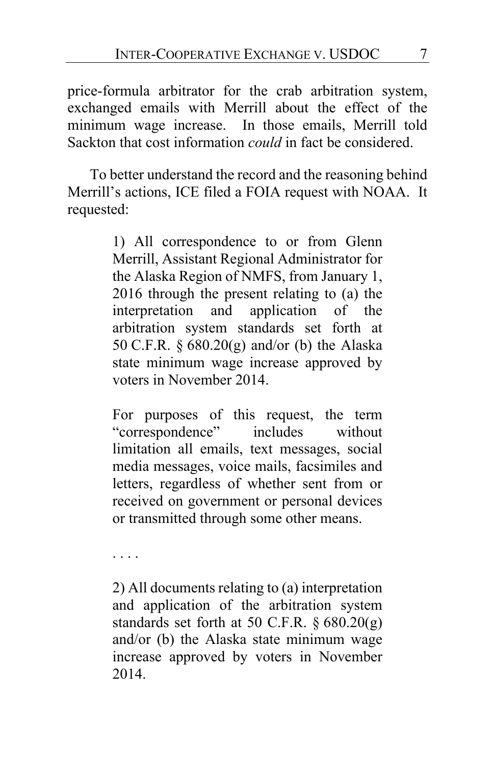price-formula arbitrator for the crab arbitration system, exchanged emails with Merrill about the effect of the minimum wage increase. In those emails, Merrill told Sackton that cost information *could* in fact be considered.

To better understand the record and the reasoning behind Merrill's actions, ICE filed a FOIA request with NOAA. It requested:

> 1) All correspondence to or from Glenn Merrill, Assistant Regional Administrator for the Alaska Region of NMFS, from January 1, 2016 through the present relating to (a) the interpretation and application of the arbitration system standards set forth at 50 C.F.R. § 680.20(g) and/or (b) the Alaska state minimum wage increase approved by voters in November 2014.
>
> For purposes of this request, the term "correspondence" includes without limitation all emails, text messages, social media messages, voice mails, facsimiles and letters, regardless of whether sent from or received on government or personal devices or transmitted through some other means.
>
> . . . .
>
> 2) All documents relating to (a) interpretation and application of the arbitration system standards set forth at 50 C.F.R. § 680.20(g) and/or (b) the Alaska state minimum wage increase approved by voters in November 2014.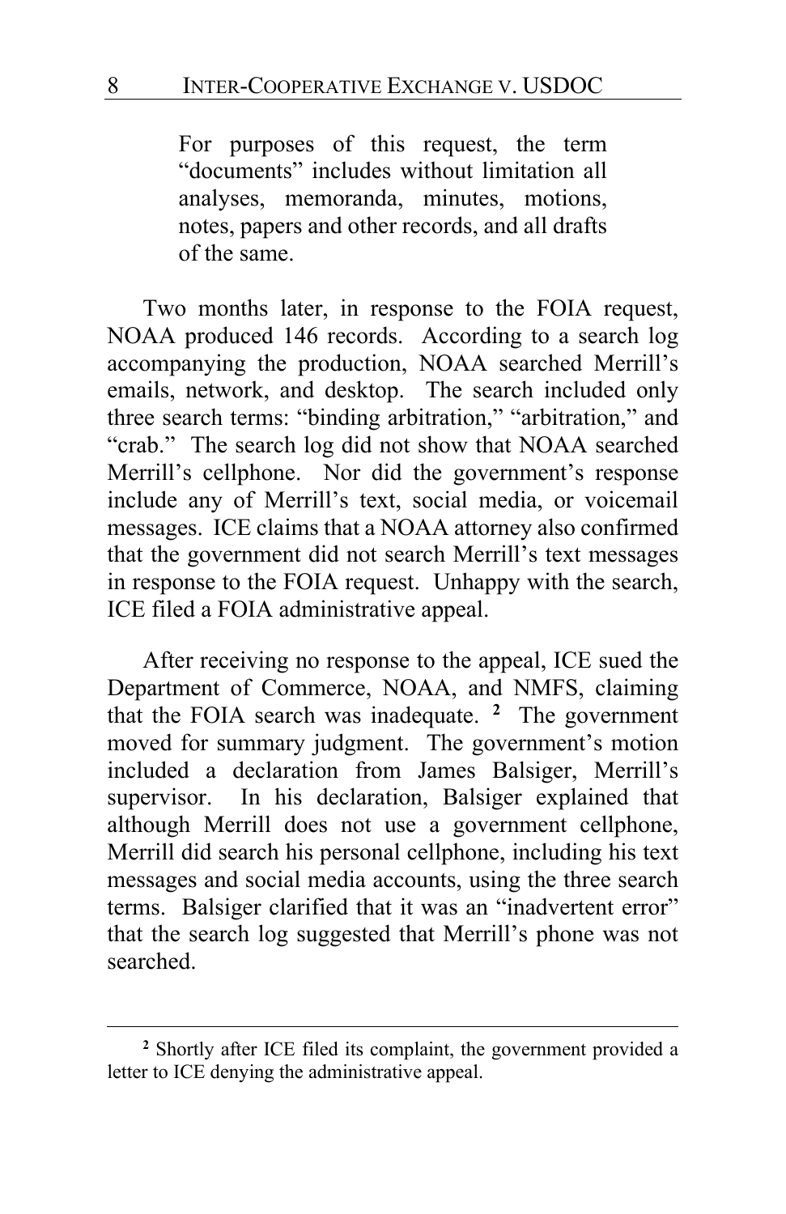> For purposes of this request, the term "documents" includes without limitation all analyses, memoranda, minutes, motions, notes, papers and other records, and all drafts of the same.

Two months later, in response to the FOIA request, NOAA produced 146 records. According to a search log accompanying the production, NOAA searched Merrill's emails, network, and desktop. The search included only three search terms: "binding arbitration," "arbitration," and "crab." The search log did not show that NOAA searched Merrill's cellphone. Nor did the government's response include any of Merrill's text, social media, or voicemail messages. ICE claims that a NOAA attorney also confirmed that the government did not search Merrill's text messages in response to the FOIA request. Unhappy with the search, ICE filed a FOIA administrative appeal.

After receiving no response to the appeal, ICE sued the Department of Commerce, NOAA, and NMFS, claiming that the FOIA search was inadequate. [2] The government moved for summary judgment. The government's motion included a declaration from James Balsiger, Merrill's supervisor. In his declaration, Balsiger explained that although Merrill does not use a government cellphone, Merrill did search his personal cellphone, including his text messages and social media accounts, using the three search terms. Balsiger clarified that it was an "inadvertent error" that the search log suggested that Merrill's phone was not searched.

---

[2] Shortly after ICE filed its complaint, the government provided a letter to ICE denying the administrative appeal.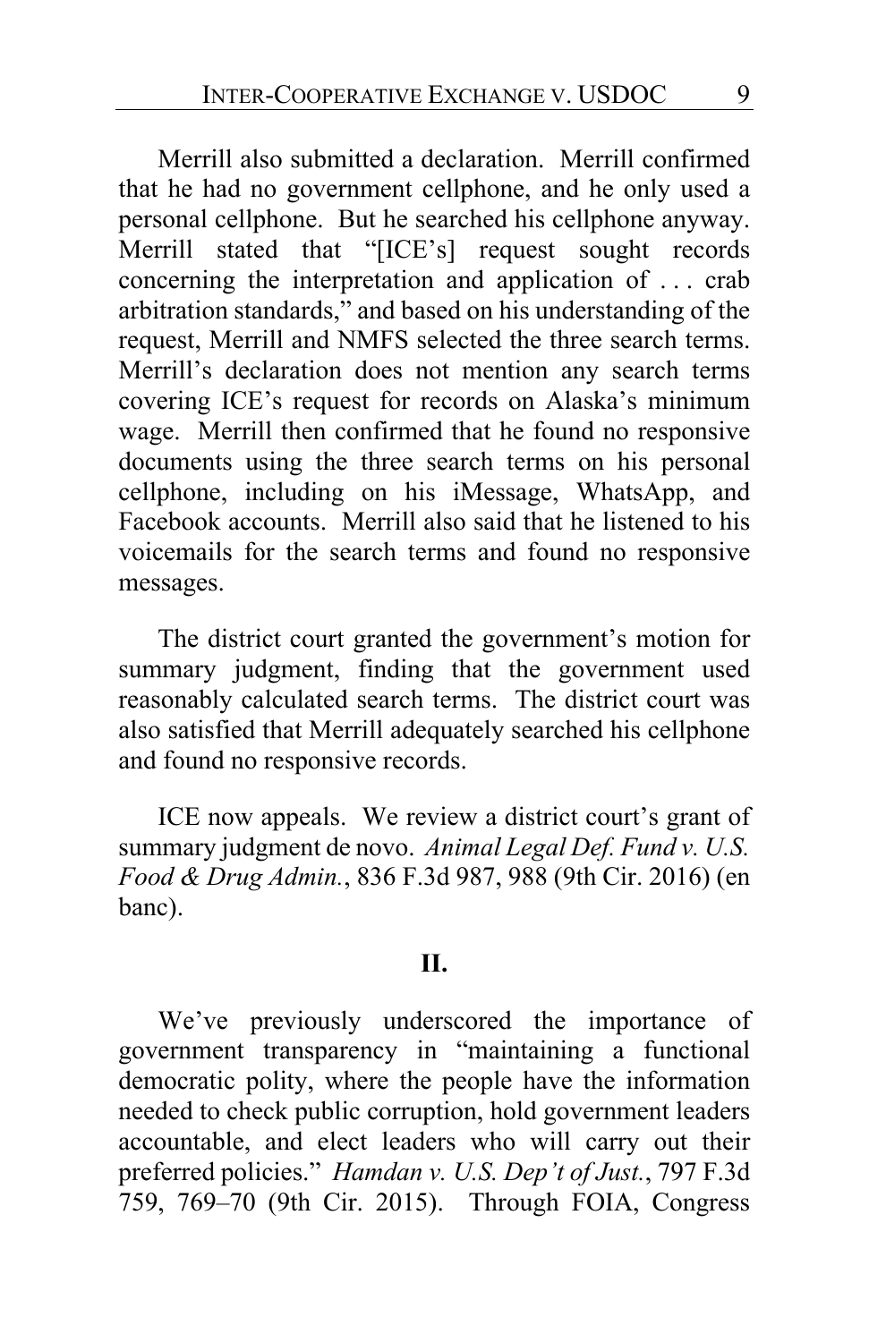Merrill also submitted a declaration. Merrill confirmed that he had no government cellphone, and he only used a personal cellphone. But he searched his cellphone anyway. Merrill stated that "[ICE's] request sought records concerning the interpretation and application of . . . crab arbitration standards," and based on his understanding of the request, Merrill and NMFS selected the three search terms. Merrill's declaration does not mention any search terms covering ICE's request for records on Alaska's minimum wage. Merrill then confirmed that he found no responsive documents using the three search terms on his personal cellphone, including on his iMessage, WhatsApp, and Facebook accounts. Merrill also said that he listened to his voicemails for the search terms and found no responsive messages.

The district court granted the government's motion for summary judgment, finding that the government used reasonably calculated search terms. The district court was also satisfied that Merrill adequately searched his cellphone and found no responsive records.

ICE now appeals. We review a district court's grant of summary judgment de novo. *Animal Legal Def. Fund v. U.S. Food & Drug Admin.*, 836 F.3d 987, 988 (9th Cir. 2016) (en banc).

## II.

We've previously underscored the importance of government transparency in "maintaining a functional democratic polity, where the people have the information needed to check public corruption, hold government leaders accountable, and elect leaders who will carry out their preferred policies." *Hamdan v. U.S. Dep't of Just.*, 797 F.3d 759, 769–70 (9th Cir. 2015). Through FOIA, Congress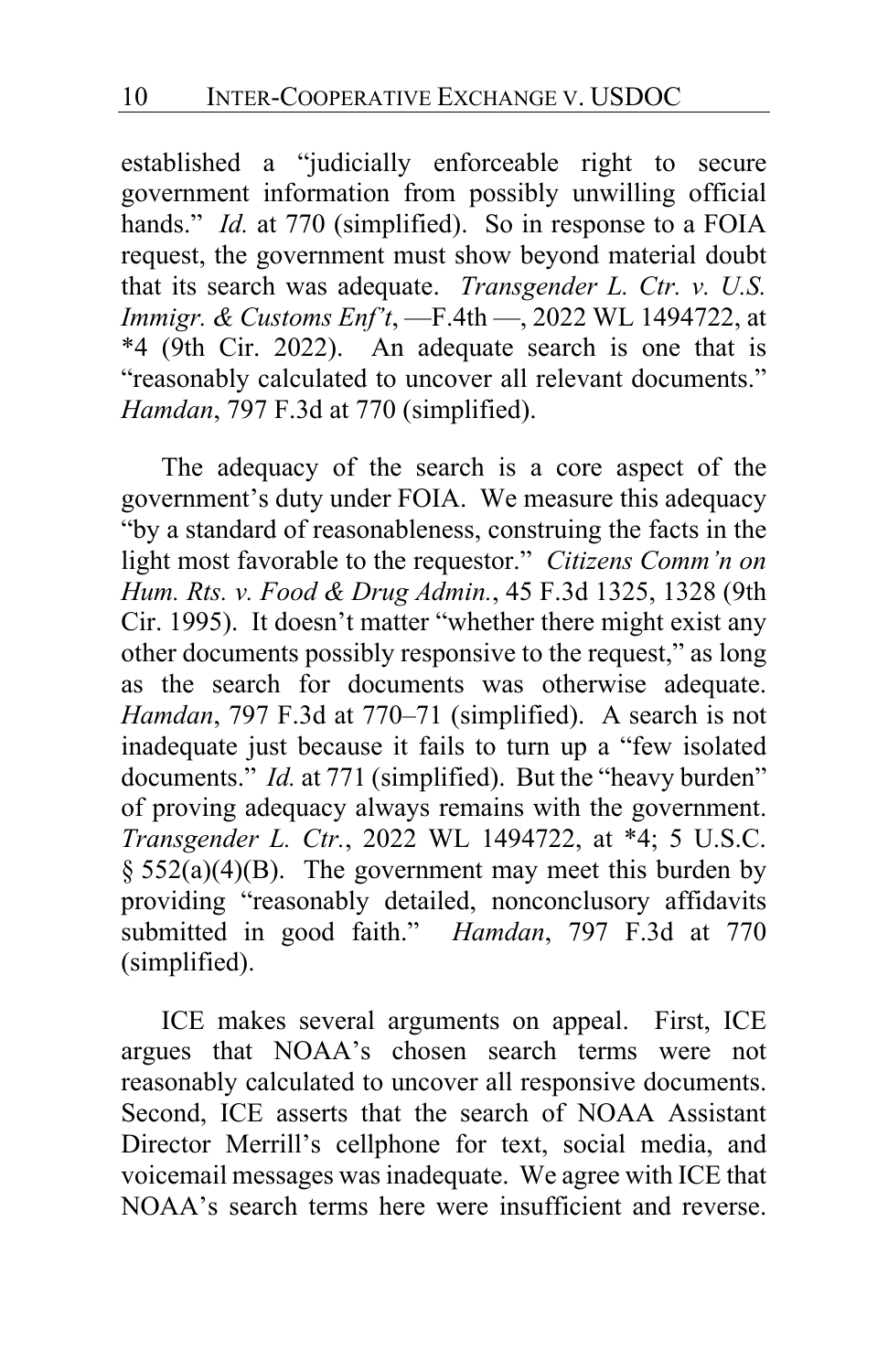established a "judicially enforceable right to secure government information from possibly unwilling official hands." *Id.* at 770 (simplified). So in response to a FOIA request, the government must show beyond material doubt that its search was adequate. *Transgender L. Ctr. v. U.S. Immigr. & Customs Enf't*, —F.4th —, 2022 WL 1494722, at *4 (9th Cir. 2022). An adequate search is one that is "reasonably calculated to uncover all relevant documents." *Hamdan*, 797 F.3d at 770 (simplified).

The adequacy of the search is a core aspect of the government's duty under FOIA. We measure this adequacy "by a standard of reasonableness, construing the facts in the light most favorable to the requestor." *Citizens Comm'n on Hum. Rts. v. Food & Drug Admin.*, 45 F.3d 1325, 1328 (9th Cir. 1995). It doesn't matter "whether there might exist any other documents possibly responsive to the request," as long as the search for documents was otherwise adequate. *Hamdan*, 797 F.3d at 770–71 (simplified). A search is not inadequate just because it fails to turn up a "few isolated documents." *Id.* at 771 (simplified). But the "heavy burden" of proving adequacy always remains with the government. *Transgender L. Ctr.*, 2022 WL 1494722, at *4; 5 U.S.C. § 552(a)(4)(B). The government may meet this burden by providing "reasonably detailed, nonconclusory affidavits submitted in good faith." *Hamdan*, 797 F.3d at 770 (simplified).

ICE makes several arguments on appeal. First, ICE argues that NOAA's chosen search terms were not reasonably calculated to uncover all responsive documents. Second, ICE asserts that the search of NOAA Assistant Director Merrill's cellphone for text, social media, and voicemail messages was inadequate. We agree with ICE that NOAA's search terms here were insufficient and reverse.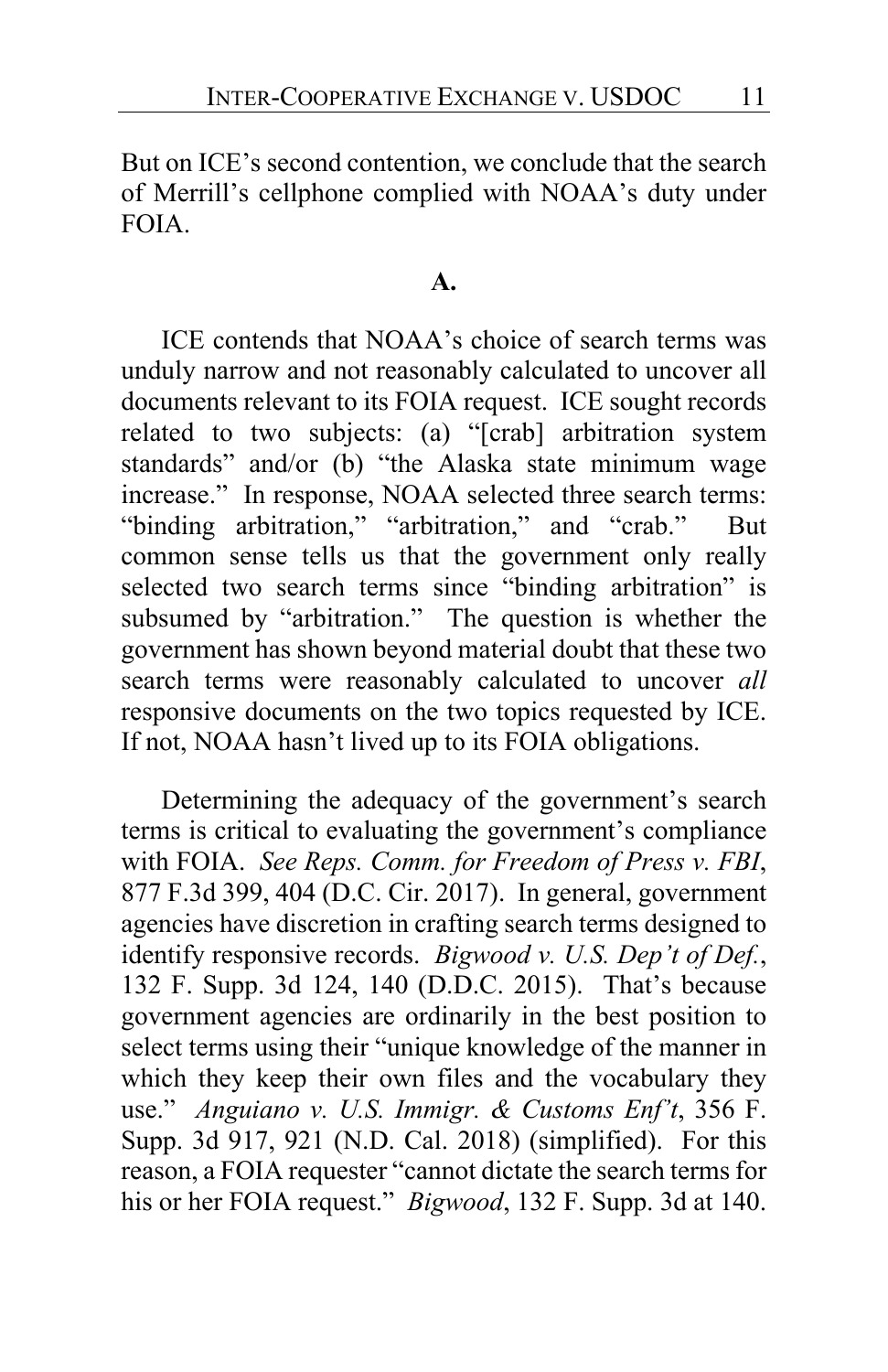But on ICE's second contention, we conclude that the search of Merrill's cellphone complied with NOAA's duty under FOIA.

**A.**

ICE contends that NOAA's choice of search terms was unduly narrow and not reasonably calculated to uncover all documents relevant to its FOIA request. ICE sought records related to two subjects: (a) "[crab] arbitration system standards" and/or (b) "the Alaska state minimum wage increase." In response, NOAA selected three search terms: "binding arbitration," "arbitration," and "crab." But common sense tells us that the government only really selected two search terms since "binding arbitration" is subsumed by "arbitration." The question is whether the government has shown beyond material doubt that these two search terms were reasonably calculated to uncover *all* responsive documents on the two topics requested by ICE. If not, NOAA hasn't lived up to its FOIA obligations.

Determining the adequacy of the government's search terms is critical to evaluating the government's compliance with FOIA. *See Reps. Comm. for Freedom of Press v. FBI*, 877 F.3d 399, 404 (D.C. Cir. 2017). In general, government agencies have discretion in crafting search terms designed to identify responsive records. *Bigwood v. U.S. Dep't of Def.*, 132 F. Supp. 3d 124, 140 (D.D.C. 2015). That's because government agencies are ordinarily in the best position to select terms using their "unique knowledge of the manner in which they keep their own files and the vocabulary they use." *Anguiano v. U.S. Immigr. & Customs Enf't*, 356 F. Supp. 3d 917, 921 (N.D. Cal. 2018) (simplified). For this reason, a FOIA requester "cannot dictate the search terms for his or her FOIA request." *Bigwood*, 132 F. Supp. 3d at 140.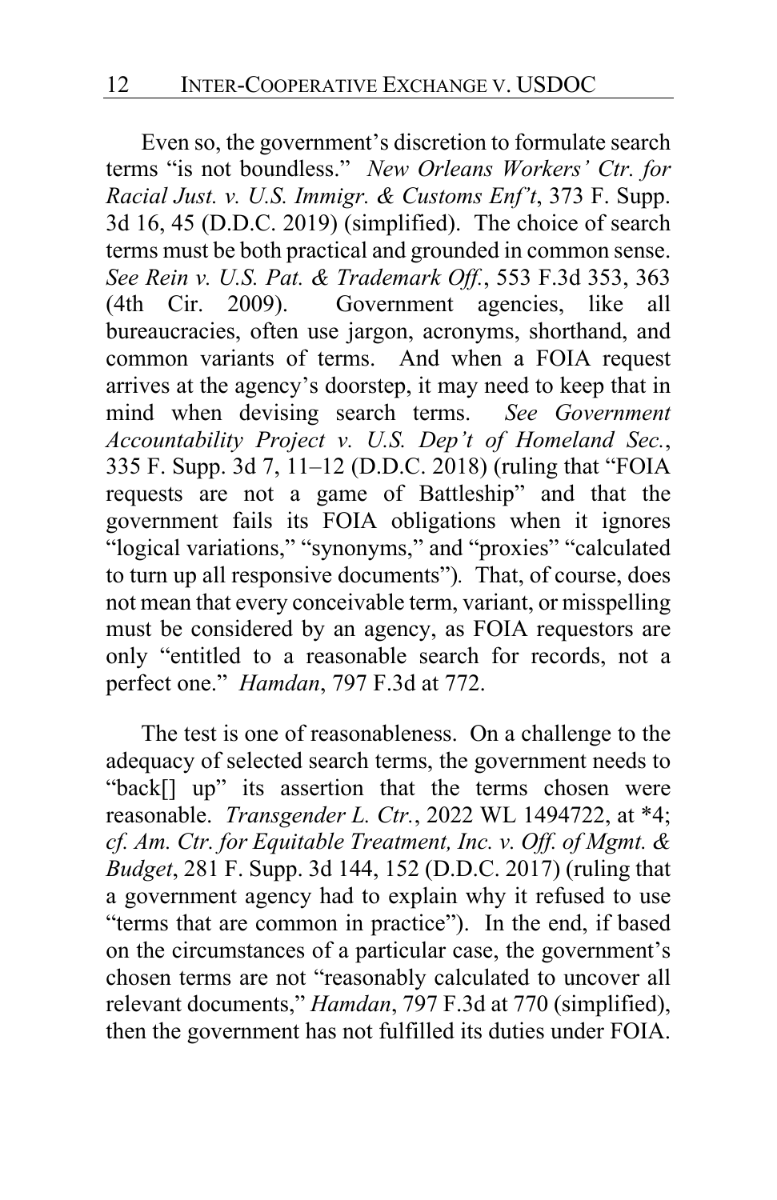Even so, the government's discretion to formulate search terms "is not boundless." *New Orleans Workers' Ctr. for Racial Just. v. U.S. Immigr. & Customs Enf't*, 373 F. Supp. 3d 16, 45 (D.D.C. 2019) (simplified). The choice of search terms must be both practical and grounded in common sense. *See Rein v. U.S. Pat. & Trademark Off.*, 553 F.3d 353, 363 (4th Cir. 2009). Government agencies, like all bureaucracies, often use jargon, acronyms, shorthand, and common variants of terms. And when a FOIA request arrives at the agency's doorstep, it may need to keep that in mind when devising search terms. *See Government Accountability Project v. U.S. Dep't of Homeland Sec.*, 335 F. Supp. 3d 7, 11–12 (D.D.C. 2018) (ruling that "FOIA requests are not a game of Battleship" and that the government fails its FOIA obligations when it ignores "logical variations," "synonyms," and "proxies" "calculated to turn up all responsive documents"). That, of course, does not mean that every conceivable term, variant, or misspelling must be considered by an agency, as FOIA requestors are only "entitled to a reasonable search for records, not a perfect one." *Hamdan*, 797 F.3d at 772.

The test is one of reasonableness. On a challenge to the adequacy of selected search terms, the government needs to "back[] up" its assertion that the terms chosen were reasonable. *Transgender L. Ctr.*, 2022 WL 1494722, at *4; *cf. Am. Ctr. for Equitable Treatment, Inc. v. Off. of Mgmt. & Budget*, 281 F. Supp. 3d 144, 152 (D.D.C. 2017) (ruling that a government agency had to explain why it refused to use "terms that are common in practice"). In the end, if based on the circumstances of a particular case, the government's chosen terms are not "reasonably calculated to uncover all relevant documents," *Hamdan*, 797 F.3d at 770 (simplified), then the government has not fulfilled its duties under FOIA.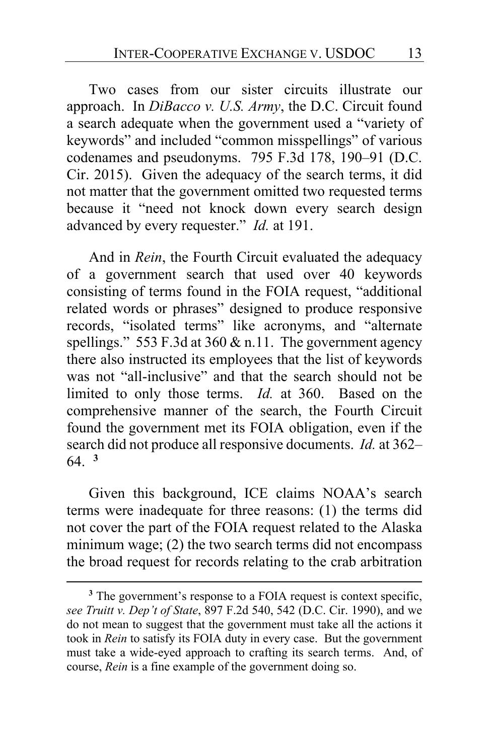Two cases from our sister circuits illustrate our approach. In *DiBacco v. U.S. Army*, the D.C. Circuit found a search adequate when the government used a "variety of keywords" and included "common misspellings" of various codenames and pseudonyms. 795 F.3d 178, 190–91 (D.C. Cir. 2015). Given the adequacy of the search terms, it did not matter that the government omitted two requested terms because it "need not knock down every search design advanced by every requester." *Id.* at 191.

And in *Rein*, the Fourth Circuit evaluated the adequacy of a government search that used over 40 keywords consisting of terms found in the FOIA request, "additional related words or phrases" designed to produce responsive records, "isolated terms" like acronyms, and "alternate spellings." 553 F.3d at 360 & n.11. The government agency there also instructed its employees that the list of keywords was not "all-inclusive" and that the search should not be limited to only those terms. *Id.* at 360. Based on the comprehensive manner of the search, the Fourth Circuit found the government met its FOIA obligation, even if the search did not produce all responsive documents. *Id.* at 362–64. [3]

Given this background, ICE claims NOAA's search terms were inadequate for three reasons: (1) the terms did not cover the part of the FOIA request related to the Alaska minimum wage; (2) the two search terms did not encompass the broad request for records relating to the crab arbitration

---

[3] The government's response to a FOIA request is context specific, *see Truitt v. Dep't of State*, 897 F.2d 540, 542 (D.C. Cir. 1990), and we do not mean to suggest that the government must take all the actions it took in *Rein* to satisfy its FOIA duty in every case. But the government must take a wide-eyed approach to crafting its search terms. And, of course, *Rein* is a fine example of the government doing so.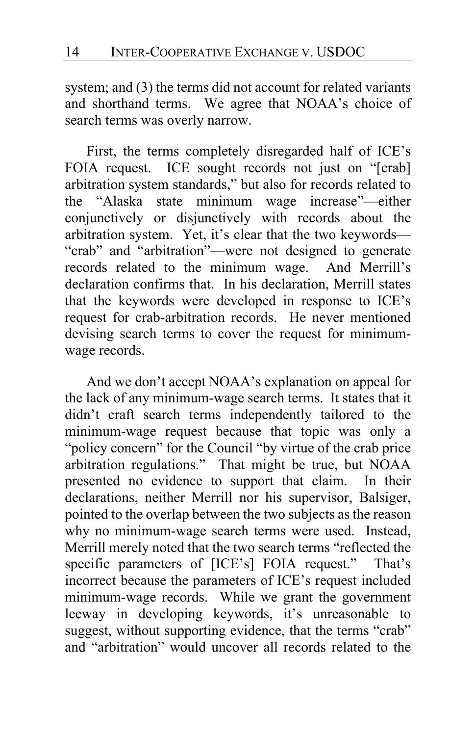system; and (3) the terms did not account for related variants and shorthand terms. We agree that NOAA's choice of search terms was overly narrow.

First, the terms completely disregarded half of ICE's FOIA request. ICE sought records not just on "[crab] arbitration system standards," but also for records related to the "Alaska state minimum wage increase"—either conjunctively or disjunctively with records about the arbitration system. Yet, it's clear that the two keywords—"crab" and "arbitration"—were not designed to generate records related to the minimum wage. And Merrill's declaration confirms that. In his declaration, Merrill states that the keywords were developed in response to ICE's request for crab-arbitration records. He never mentioned devising search terms to cover the request for minimum-wage records.

And we don't accept NOAA's explanation on appeal for the lack of any minimum-wage search terms. It states that it didn't craft search terms independently tailored to the minimum-wage request because that topic was only a "policy concern" for the Council "by virtue of the crab price arbitration regulations." That might be true, but NOAA presented no evidence to support that claim. In their declarations, neither Merrill nor his supervisor, Balsiger, pointed to the overlap between the two subjects as the reason why no minimum-wage search terms were used. Instead, Merrill merely noted that the two search terms "reflected the specific parameters of [ICE's] FOIA request." That's incorrect because the parameters of ICE's request included minimum-wage records. While we grant the government leeway in developing keywords, it's unreasonable to suggest, without supporting evidence, that the terms "crab" and "arbitration" would uncover all records related to the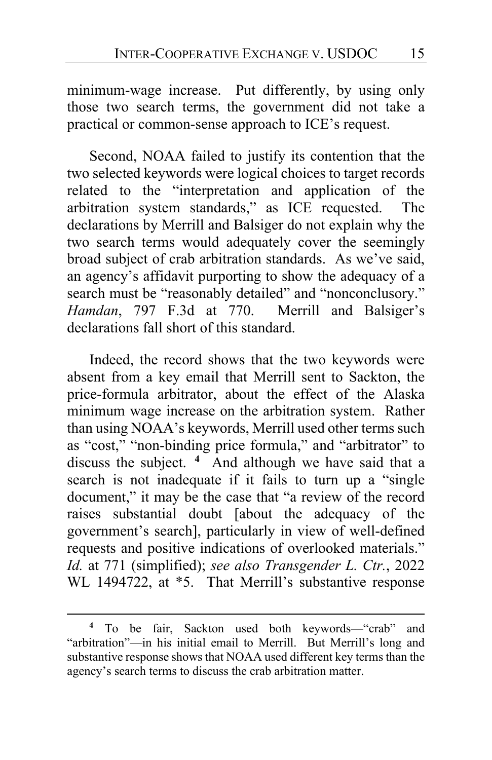minimum-wage increase. Put differently, by using only those two search terms, the government did not take a practical or common-sense approach to ICE's request.

Second, NOAA failed to justify its contention that the two selected keywords were logical choices to target records related to the "interpretation and application of the arbitration system standards," as ICE requested. The declarations by Merrill and Balsiger do not explain why the two search terms would adequately cover the seemingly broad subject of crab arbitration standards. As we've said, an agency's affidavit purporting to show the adequacy of a search must be "reasonably detailed" and "nonconclusory." *Hamdan*, 797 F.3d at 770. Merrill and Balsiger's declarations fall short of this standard.

Indeed, the record shows that the two keywords were absent from a key email that Merrill sent to Sackton, the price-formula arbitrator, about the effect of the Alaska minimum wage increase on the arbitration system. Rather than using NOAA's keywords, Merrill used other terms such as "cost," "non-binding price formula," and "arbitrator" to discuss the subject. [4] And although we have said that a search is not inadequate if it fails to turn up a "single document," it may be the case that "a review of the record raises substantial doubt [about the adequacy of the government's search], particularly in view of well-defined requests and positive indications of overlooked materials." *Id.* at 771 (simplified); *see also Transgender L. Ctr.*, 2022 WL 1494722, at *5. That Merrill's substantive response

[4] To be fair, Sackton used both keywords—"crab" and "arbitration"—in his initial email to Merrill. But Merrill's long and substantive response shows that NOAA used different key terms than the agency's search terms to discuss the crab arbitration matter.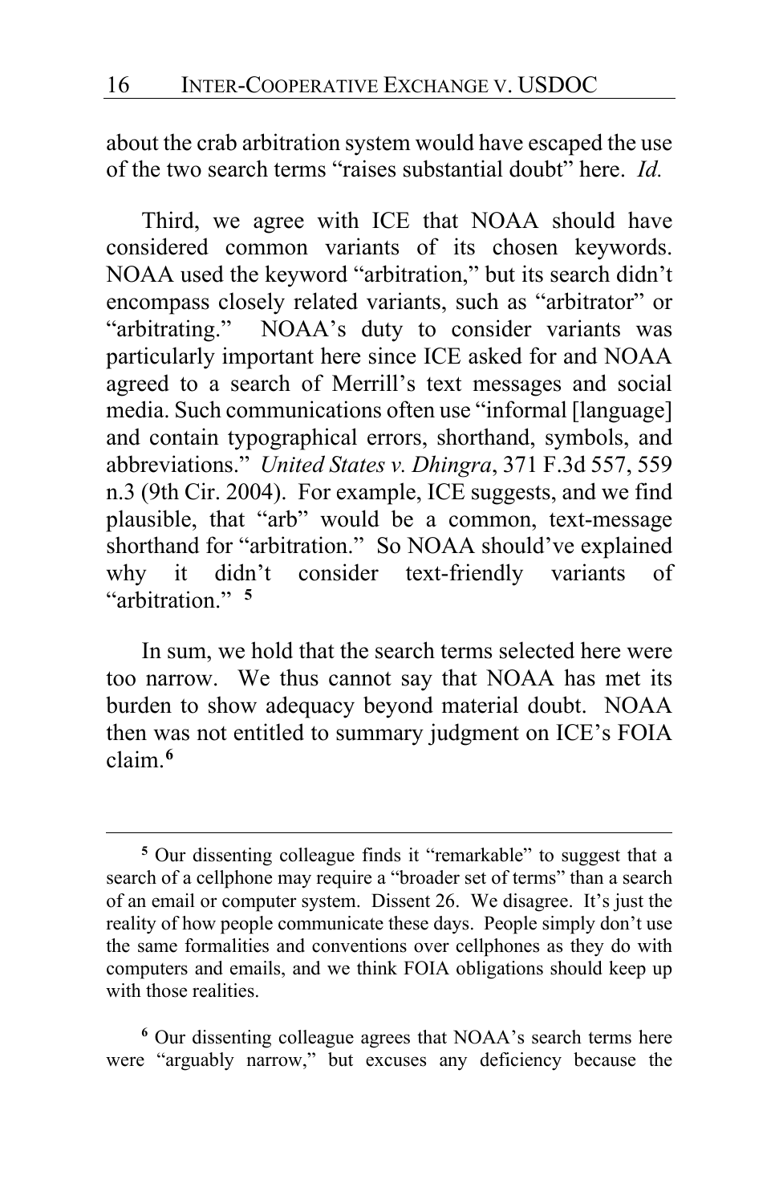about the crab arbitration system would have escaped the use of the two search terms "raises substantial doubt" here. *Id.*

Third, we agree with ICE that NOAA should have considered common variants of its chosen keywords. NOAA used the keyword "arbitration," but its search didn't encompass closely related variants, such as "arbitrator" or "arbitrating." NOAA's duty to consider variants was particularly important here since ICE asked for and NOAA agreed to a search of Merrill's text messages and social media. Such communications often use "informal [language] and contain typographical errors, shorthand, symbols, and abbreviations." *United States v. Dhingra*, 371 F.3d 557, 559 n.3 (9th Cir. 2004). For example, ICE suggests, and we find plausible, that "arb" would be a common, text-message shorthand for "arbitration." So NOAA should've explained why it didn't consider text-friendly variants of "arbitration." [5]

In sum, we hold that the search terms selected here were too narrow. We thus cannot say that NOAA has met its burden to show adequacy beyond material doubt. NOAA then was not entitled to summary judgment on ICE's FOIA claim.[6]

---

[5] Our dissenting colleague finds it "remarkable" to suggest that a search of a cellphone may require a "broader set of terms" than a search of an email or computer system. Dissent 26. We disagree. It's just the reality of how people communicate these days. People simply don't use the same formalities and conventions over cellphones as they do with computers and emails, and we think FOIA obligations should keep up with those realities.

[6] Our dissenting colleague agrees that NOAA's search terms here were "arguably narrow," but excuses any deficiency because the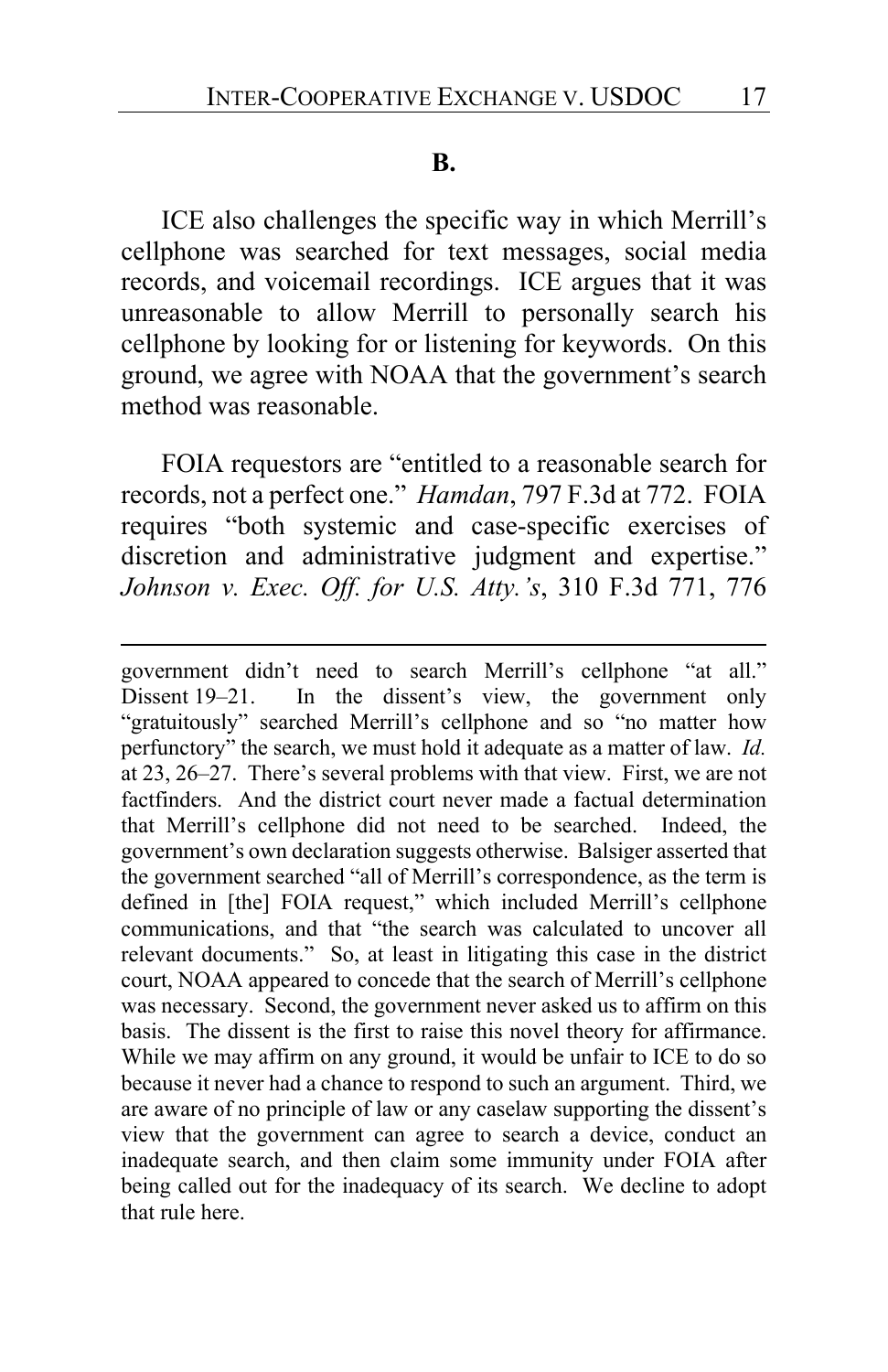**B.**

ICE also challenges the specific way in which Merrill's cellphone was searched for text messages, social media records, and voicemail recordings. ICE argues that it was unreasonable to allow Merrill to personally search his cellphone by looking for or listening for keywords. On this ground, we agree with NOAA that the government's search method was reasonable.

FOIA requestors are "entitled to a reasonable search for records, not a perfect one." *Hamdan*, 797 F.3d at 772. FOIA requires "both systemic and case-specific exercises of discretion and administrative judgment and expertise." *Johnson v. Exec. Off. for U.S. Atty.'s*, 310 F.3d 771, 776

---

government didn't need to search Merrill's cellphone "at all." Dissent 19–21. In the dissent's view, the government only "gratuitously" searched Merrill's cellphone and so "no matter how perfunctory" the search, we must hold it adequate as a matter of law. *Id.* at 23, 26–27. There's several problems with that view. First, we are not factfinders. And the district court never made a factual determination that Merrill's cellphone did not need to be searched. Indeed, the government's own declaration suggests otherwise. Balsiger asserted that the government searched "all of Merrill's correspondence, as the term is defined in [the] FOIA request," which included Merrill's cellphone communications, and that "the search was calculated to uncover all relevant documents." So, at least in litigating this case in the district court, NOAA appeared to concede that the search of Merrill's cellphone was necessary. Second, the government never asked us to affirm on this basis. The dissent is the first to raise this novel theory for affirmance. While we may affirm on any ground, it would be unfair to ICE to do so because it never had a chance to respond to such an argument. Third, we are aware of no principle of law or any caselaw supporting the dissent's view that the government can agree to search a device, conduct an inadequate search, and then claim some immunity under FOIA after being called out for the inadequacy of its search. We decline to adopt that rule here.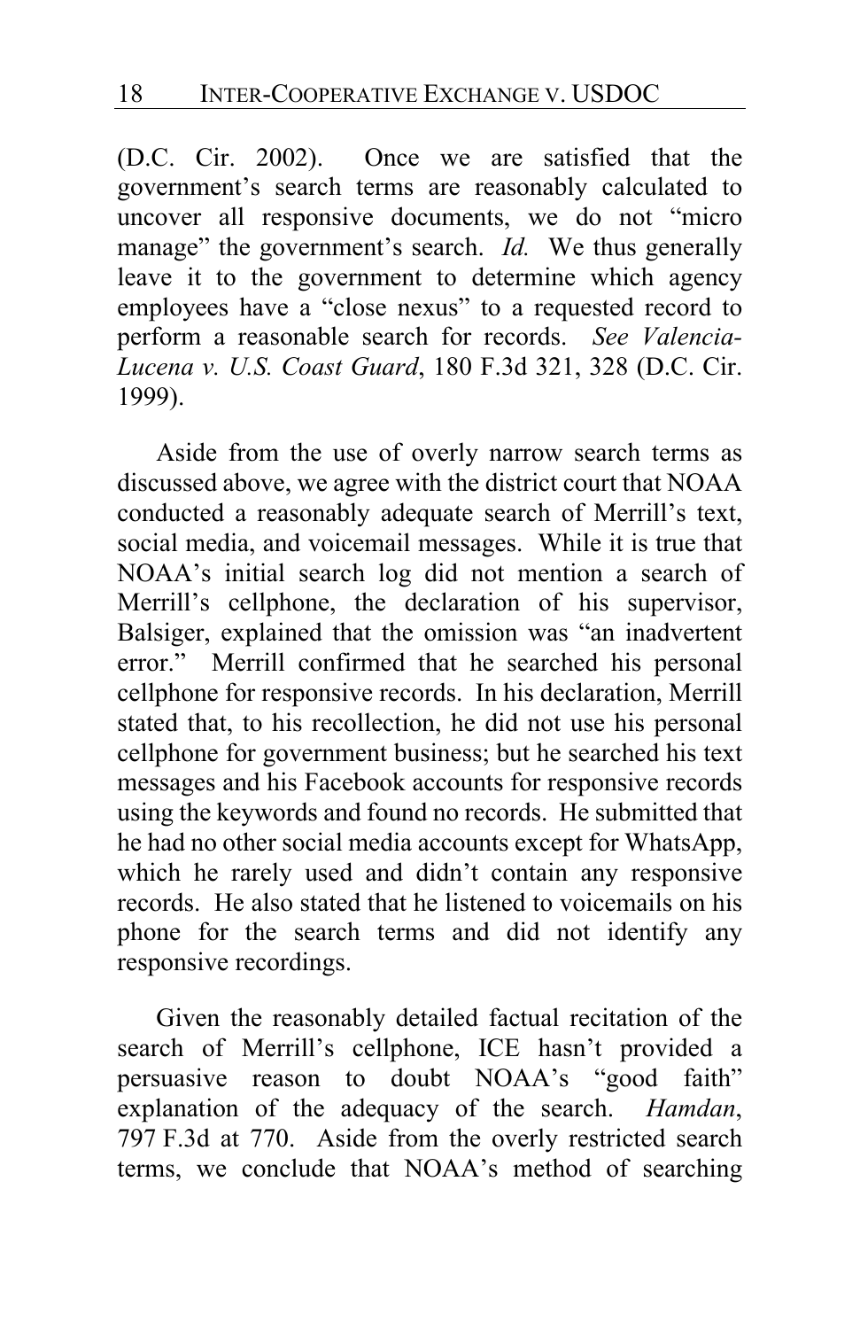(D.C. Cir. 2002). Once we are satisfied that the government's search terms are reasonably calculated to uncover all responsive documents, we do not "micro manage" the government's search. *Id.* We thus generally leave it to the government to determine which agency employees have a "close nexus" to a requested record to perform a reasonable search for records. *See Valencia-Lucena v. U.S. Coast Guard*, 180 F.3d 321, 328 (D.C. Cir. 1999).

Aside from the use of overly narrow search terms as discussed above, we agree with the district court that NOAA conducted a reasonably adequate search of Merrill's text, social media, and voicemail messages. While it is true that NOAA's initial search log did not mention a search of Merrill's cellphone, the declaration of his supervisor, Balsiger, explained that the omission was "an inadvertent error." Merrill confirmed that he searched his personal cellphone for responsive records. In his declaration, Merrill stated that, to his recollection, he did not use his personal cellphone for government business; but he searched his text messages and his Facebook accounts for responsive records using the keywords and found no records. He submitted that he had no other social media accounts except for WhatsApp, which he rarely used and didn't contain any responsive records. He also stated that he listened to voicemails on his phone for the search terms and did not identify any responsive recordings.

Given the reasonably detailed factual recitation of the search of Merrill's cellphone, ICE hasn't provided a persuasive reason to doubt NOAA's "good faith" explanation of the adequacy of the search. *Hamdan*, 797 F.3d at 770. Aside from the overly restricted search terms, we conclude that NOAA's method of searching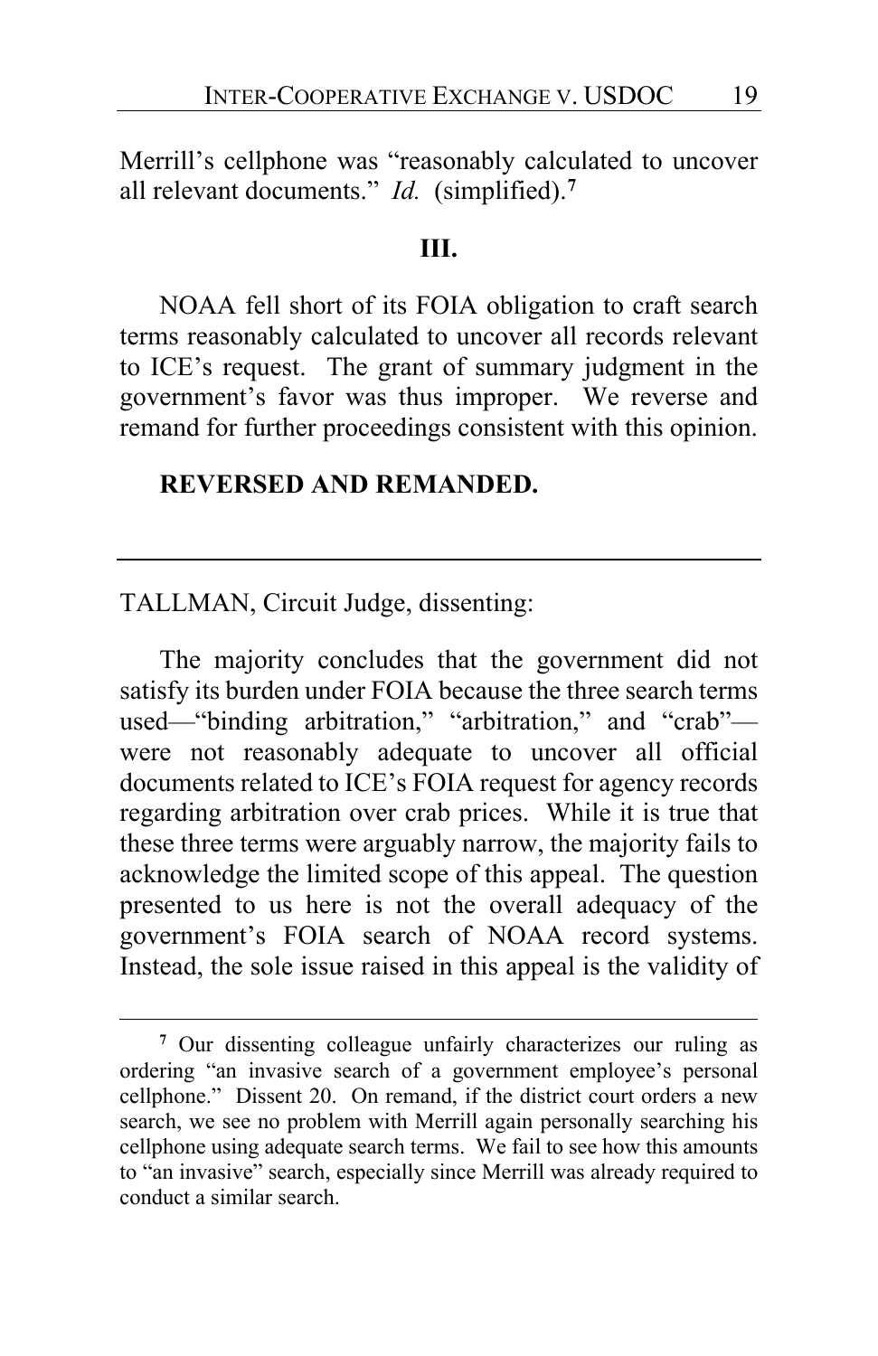Merrill's cellphone was "reasonably calculated to uncover all relevant documents." *Id.* (simplified).[7]

## III.

NOAA fell short of its FOIA obligation to craft search terms reasonably calculated to uncover all records relevant to ICE's request. The grant of summary judgment in the government's favor was thus improper. We reverse and remand for further proceedings consistent with this opinion.

**REVERSED AND REMANDED.**

---

TALLMAN, Circuit Judge, dissenting:

The majority concludes that the government did not satisfy its burden under FOIA because the three search terms used—"binding arbitration," "arbitration," and "crab"—were not reasonably adequate to uncover all official documents related to ICE's FOIA request for agency records regarding arbitration over crab prices. While it is true that these three terms were arguably narrow, the majority fails to acknowledge the limited scope of this appeal. The question presented to us here is not the overall adequacy of the government's FOIA search of NOAA record systems. Instead, the sole issue raised in this appeal is the validity of

---

[7] Our dissenting colleague unfairly characterizes our ruling as ordering "an invasive search of a government employee's personal cellphone." Dissent 20. On remand, if the district court orders a new search, we see no problem with Merrill again personally searching his cellphone using adequate search terms. We fail to see how this amounts to "an invasive" search, especially since Merrill was already required to conduct a similar search.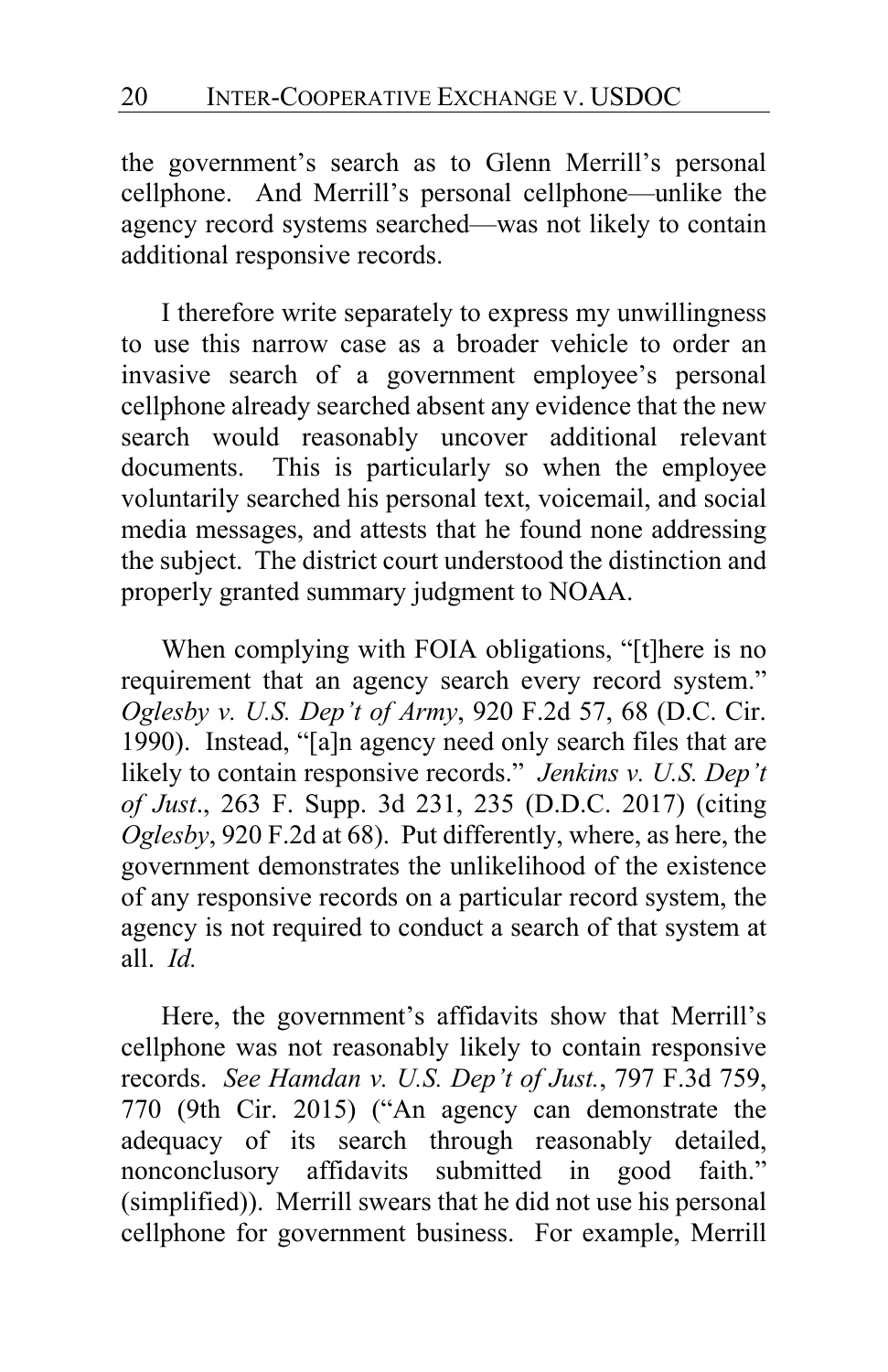the government's search as to Glenn Merrill's personal cellphone. And Merrill's personal cellphone—unlike the agency record systems searched—was not likely to contain additional responsive records.

I therefore write separately to express my unwillingness to use this narrow case as a broader vehicle to order an invasive search of a government employee's personal cellphone already searched absent any evidence that the new search would reasonably uncover additional relevant documents. This is particularly so when the employee voluntarily searched his personal text, voicemail, and social media messages, and attests that he found none addressing the subject. The district court understood the distinction and properly granted summary judgment to NOAA.

When complying with FOIA obligations, "[t]here is no requirement that an agency search every record system." *Oglesby v. U.S. Dep't of Army*, 920 F.2d 57, 68 (D.C. Cir. 1990). Instead, "[a]n agency need only search files that are likely to contain responsive records." *Jenkins v. U.S. Dep't of Just.*, 263 F. Supp. 3d 231, 235 (D.D.C. 2017) (citing *Oglesby*, 920 F.2d at 68). Put differently, where, as here, the government demonstrates the unlikelihood of the existence of any responsive records on a particular record system, the agency is not required to conduct a search of that system at all. *Id.*

Here, the government's affidavits show that Merrill's cellphone was not reasonably likely to contain responsive records. *See Hamdan v. U.S. Dep't of Just.*, 797 F.3d 759, 770 (9th Cir. 2015) ("An agency can demonstrate the adequacy of its search through reasonably detailed, nonconclusory affidavits submitted in good faith." (simplified)). Merrill swears that he did not use his personal cellphone for government business. For example, Merrill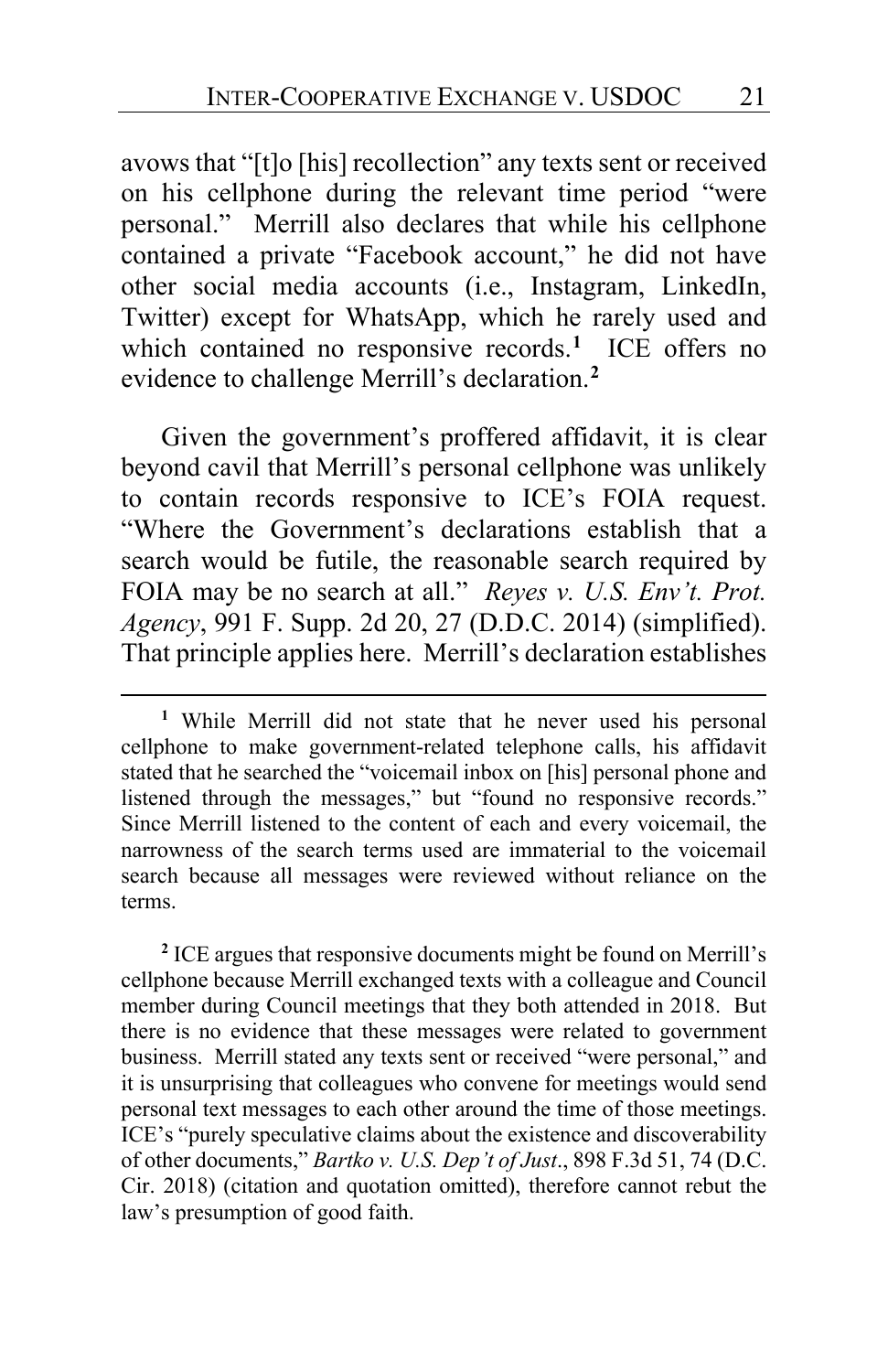avows that "[t]o [his] recollection" any texts sent or received on his cellphone during the relevant time period "were personal." Merrill also declares that while his cellphone contained a private "Facebook account," he did not have other social media accounts (i.e., Instagram, LinkedIn, Twitter) except for WhatsApp, which he rarely used and which contained no responsive records.[1] ICE offers no evidence to challenge Merrill's declaration.[2]

Given the government's proffered affidavit, it is clear beyond cavil that Merrill's personal cellphone was unlikely to contain records responsive to ICE's FOIA request. "Where the Government's declarations establish that a search would be futile, the reasonable search required by FOIA may be no search at all." *Reyes v. U.S. Env't. Prot. Agency*, 991 F. Supp. 2d 20, 27 (D.D.C. 2014) (simplified). That principle applies here. Merrill's declaration establishes

---

[1] While Merrill did not state that he never used his personal cellphone to make government-related telephone calls, his affidavit stated that he searched the "voicemail inbox on [his] personal phone and listened through the messages," but "found no responsive records." Since Merrill listened to the content of each and every voicemail, the narrowness of the search terms used are immaterial to the voicemail search because all messages were reviewed without reliance on the terms.

[2] ICE argues that responsive documents might be found on Merrill's cellphone because Merrill exchanged texts with a colleague and Council member during Council meetings that they both attended in 2018. But there is no evidence that these messages were related to government business. Merrill stated any texts sent or received "were personal," and it is unsurprising that colleagues who convene for meetings would send personal text messages to each other around the time of those meetings. ICE's "purely speculative claims about the existence and discoverability of other documents," *Bartko v. U.S. Dep't of Just*., 898 F.3d 51, 74 (D.C. Cir. 2018) (citation and quotation omitted), therefore cannot rebut the law's presumption of good faith.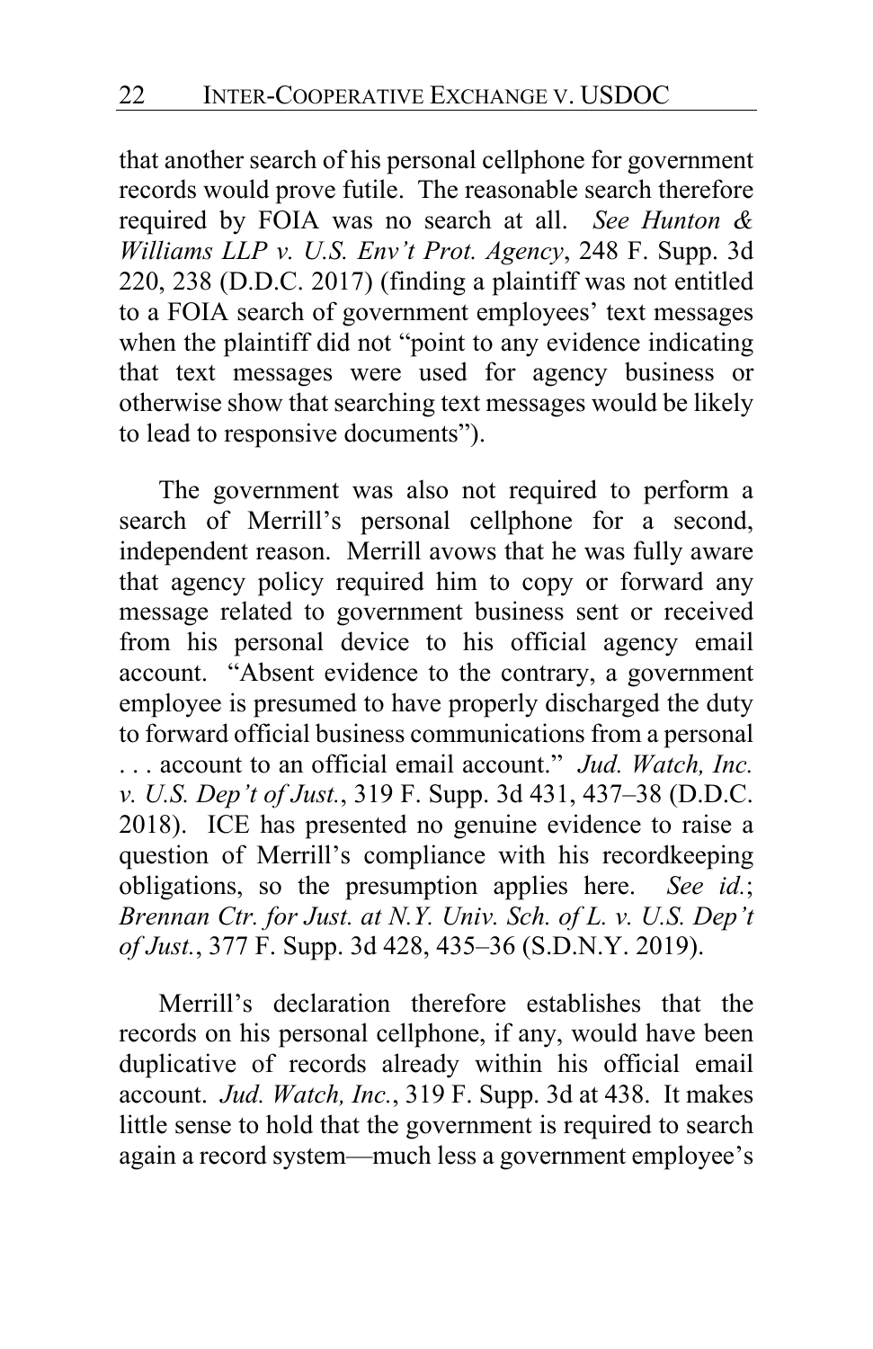that another search of his personal cellphone for government records would prove futile. The reasonable search therefore required by FOIA was no search at all. *See Hunton & Williams LLP v. U.S. Env't Prot. Agency*, 248 F. Supp. 3d 220, 238 (D.D.C. 2017) (finding a plaintiff was not entitled to a FOIA search of government employees' text messages when the plaintiff did not "point to any evidence indicating that text messages were used for agency business or otherwise show that searching text messages would be likely to lead to responsive documents").

The government was also not required to perform a search of Merrill's personal cellphone for a second, independent reason. Merrill avows that he was fully aware that agency policy required him to copy or forward any message related to government business sent or received from his personal device to his official agency email account. "Absent evidence to the contrary, a government employee is presumed to have properly discharged the duty to forward official business communications from a personal . . . account to an official email account." *Jud. Watch, Inc. v. U.S. Dep't of Just.*, 319 F. Supp. 3d 431, 437–38 (D.D.C. 2018). ICE has presented no genuine evidence to raise a question of Merrill's compliance with his recordkeeping obligations, so the presumption applies here. *See id.*; *Brennan Ctr. for Just. at N.Y. Univ. Sch. of L. v. U.S. Dep't of Just.*, 377 F. Supp. 3d 428, 435–36 (S.D.N.Y. 2019).

Merrill's declaration therefore establishes that the records on his personal cellphone, if any, would have been duplicative of records already within his official email account. *Jud. Watch, Inc.*, 319 F. Supp. 3d at 438. It makes little sense to hold that the government is required to search again a record system—much less a government employee's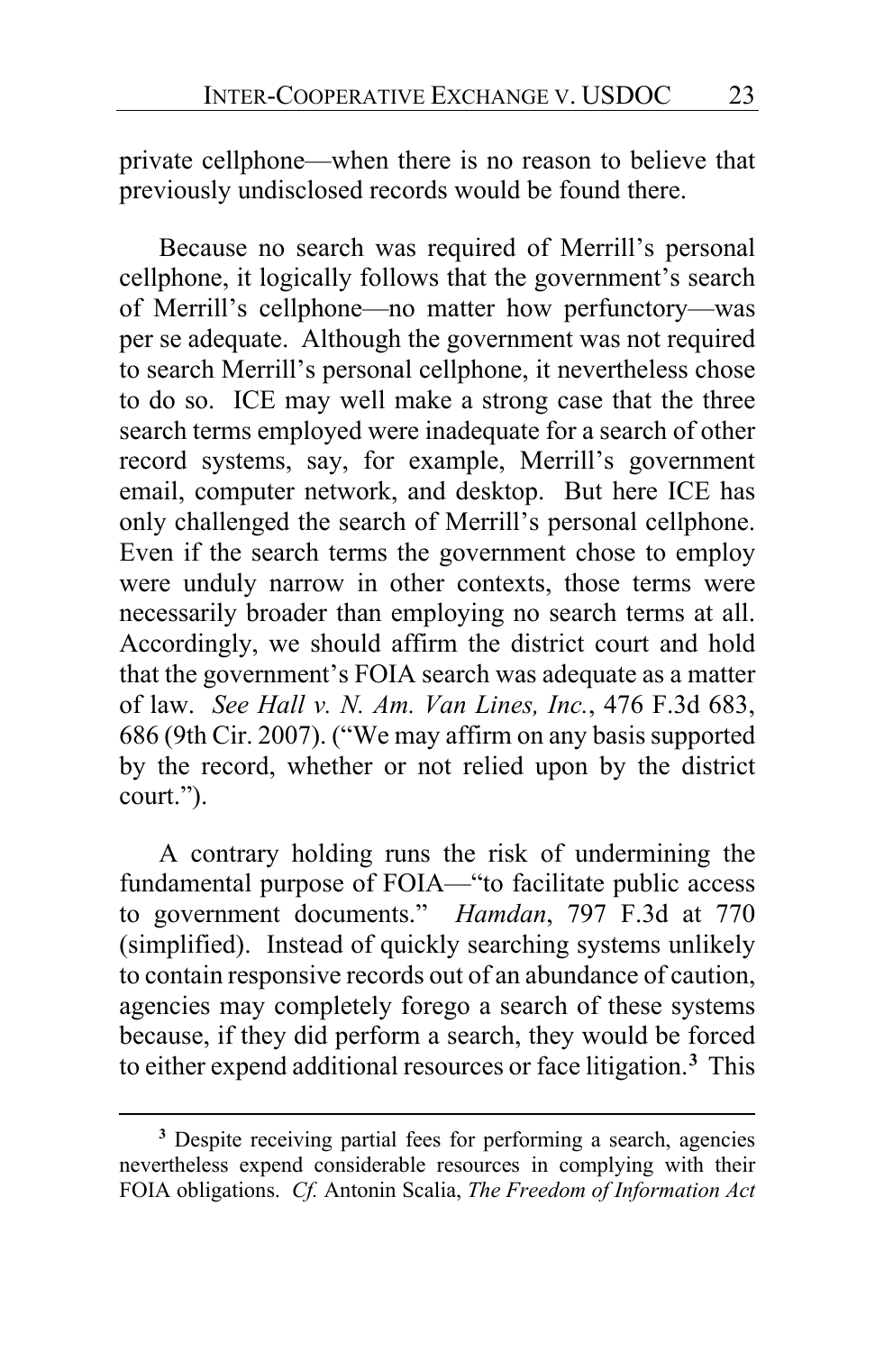private cellphone—when there is no reason to believe that previously undisclosed records would be found there.

Because no search was required of Merrill's personal cellphone, it logically follows that the government's search of Merrill's cellphone—no matter how perfunctory—was per se adequate. Although the government was not required to search Merrill's personal cellphone, it nevertheless chose to do so. ICE may well make a strong case that the three search terms employed were inadequate for a search of other record systems, say, for example, Merrill's government email, computer network, and desktop. But here ICE has only challenged the search of Merrill's personal cellphone. Even if the search terms the government chose to employ were unduly narrow in other contexts, those terms were necessarily broader than employing no search terms at all. Accordingly, we should affirm the district court and hold that the government's FOIA search was adequate as a matter of law. *See Hall v. N. Am. Van Lines, Inc.*, 476 F.3d 683, 686 (9th Cir. 2007). ("We may affirm on any basis supported by the record, whether or not relied upon by the district court.").

A contrary holding runs the risk of undermining the fundamental purpose of FOIA—"to facilitate public access to government documents." *Hamdan*, 797 F.3d at 770 (simplified). Instead of quickly searching systems unlikely to contain responsive records out of an abundance of caution, agencies may completely forego a search of these systems because, if they did perform a search, they would be forced to either expend additional resources or face litigation.[3] This

[3] Despite receiving partial fees for performing a search, agencies nevertheless expend considerable resources in complying with their FOIA obligations. *Cf.* Antonin Scalia, *The Freedom of Information Act*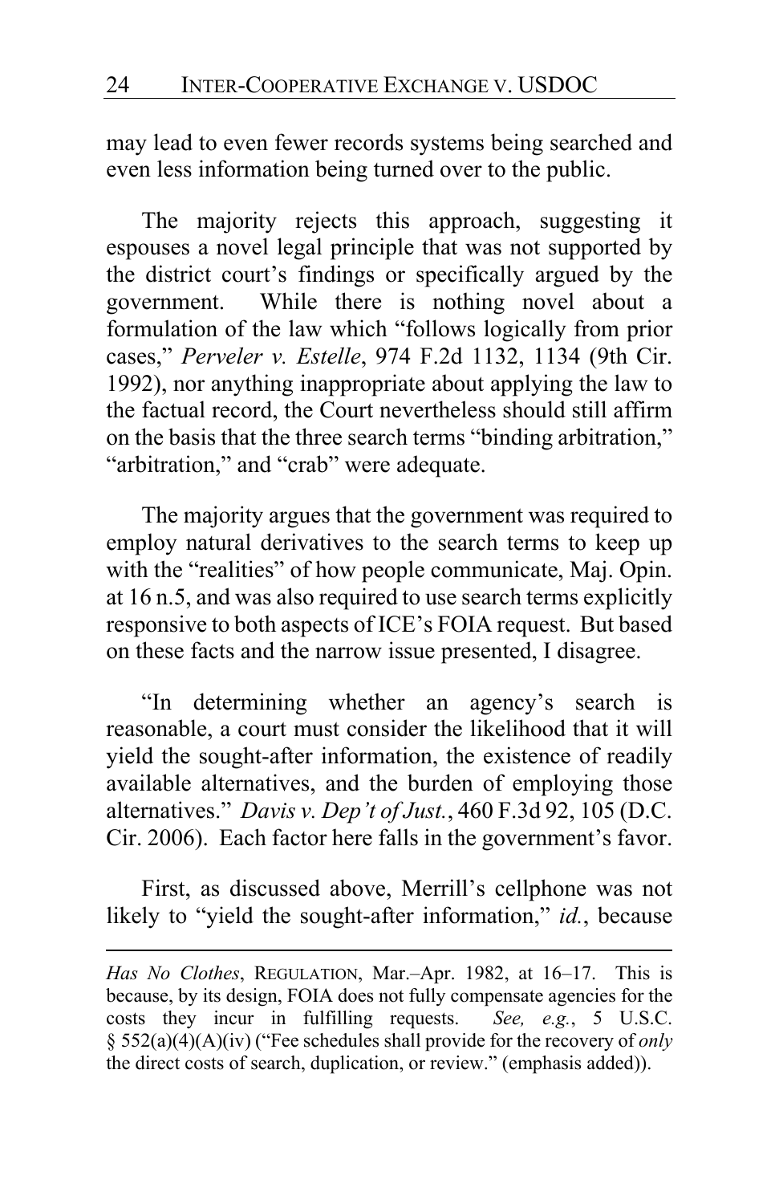may lead to even fewer records systems being searched and even less information being turned over to the public.

The majority rejects this approach, suggesting it espouses a novel legal principle that was not supported by the district court's findings or specifically argued by the government. While there is nothing novel about a formulation of the law which "follows logically from prior cases," *Perveler v. Estelle*, 974 F.2d 1132, 1134 (9th Cir. 1992), nor anything inappropriate about applying the law to the factual record, the Court nevertheless should still affirm on the basis that the three search terms "binding arbitration," "arbitration," and "crab" were adequate.

The majority argues that the government was required to employ natural derivatives to the search terms to keep up with the "realities" of how people communicate, Maj. Opin. at 16 n.5, and was also required to use search terms explicitly responsive to both aspects of ICE's FOIA request. But based on these facts and the narrow issue presented, I disagree.

"In determining whether an agency's search is reasonable, a court must consider the likelihood that it will yield the sought-after information, the existence of readily available alternatives, and the burden of employing those alternatives." *Davis v. Dep't of Just.*, 460 F.3d 92, 105 (D.C. Cir. 2006). Each factor here falls in the government's favor.

First, as discussed above, Merrill's cellphone was not likely to "yield the sought-after information," *id.*, because

---

*Has No Clothes*, REGULATION, Mar.–Apr. 1982, at 16–17. This is because, by its design, FOIA does not fully compensate agencies for the costs they incur in fulfilling requests. *See, e.g.*, 5 U.S.C. § 552(a)(4)(A)(iv) ("Fee schedules shall provide for the recovery of *only* the direct costs of search, duplication, or review." (emphasis added)).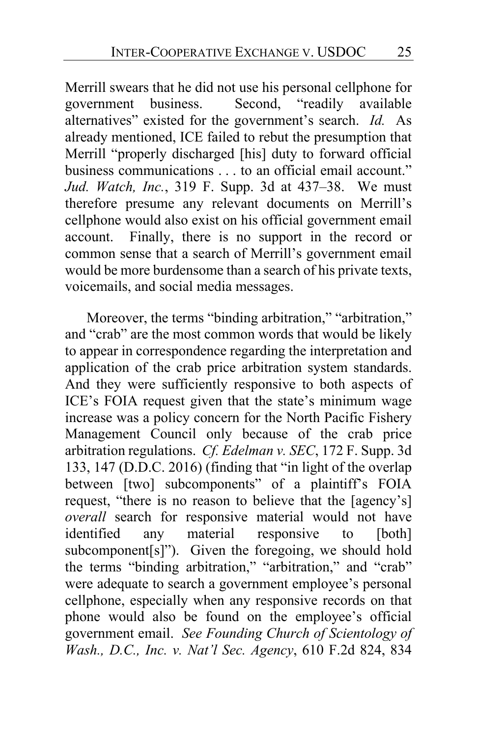Merrill swears that he did not use his personal cellphone for government business. Second, "readily available alternatives" existed for the government's search. *Id.* As already mentioned, ICE failed to rebut the presumption that Merrill "properly discharged [his] duty to forward official business communications . . . to an official email account." *Jud. Watch, Inc.*, 319 F. Supp. 3d at 437–38. We must therefore presume any relevant documents on Merrill's cellphone would also exist on his official government email account. Finally, there is no support in the record or common sense that a search of Merrill's government email would be more burdensome than a search of his private texts, voicemails, and social media messages.

Moreover, the terms "binding arbitration," "arbitration," and "crab" are the most common words that would be likely to appear in correspondence regarding the interpretation and application of the crab price arbitration system standards. And they were sufficiently responsive to both aspects of ICE's FOIA request given that the state's minimum wage increase was a policy concern for the North Pacific Fishery Management Council only because of the crab price arbitration regulations. *Cf. Edelman v. SEC*, 172 F. Supp. 3d 133, 147 (D.D.C. 2016) (finding that "in light of the overlap between [two] subcomponents" of a plaintiff's FOIA request, "there is no reason to believe that the [agency's] *overall* search for responsive material would not have identified any material responsive to [both] subcomponent[s]"). Given the foregoing, we should hold the terms "binding arbitration," "arbitration," and "crab" were adequate to search a government employee's personal cellphone, especially when any responsive records on that phone would also be found on the employee's official government email. *See Founding Church of Scientology of Wash., D.C., Inc. v. Nat'l Sec. Agency*, 610 F.2d 824, 834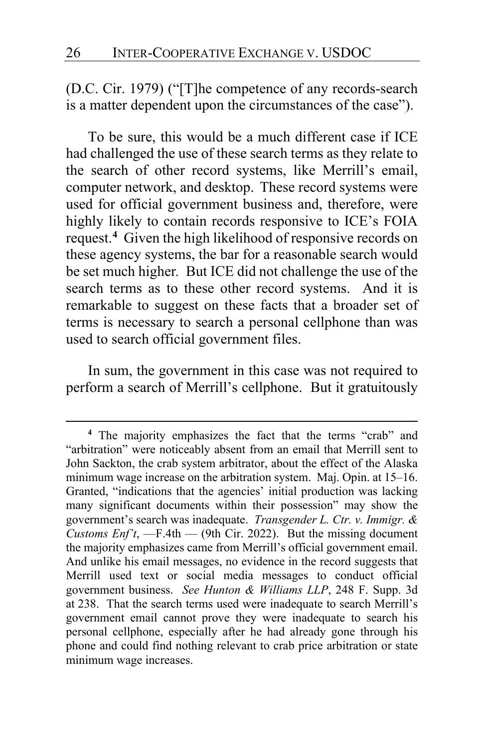(D.C. Cir. 1979) ("[T]he competence of any records-search is a matter dependent upon the circumstances of the case").

To be sure, this would be a much different case if ICE had challenged the use of these search terms as they relate to the search of other record systems, like Merrill's email, computer network, and desktop. These record systems were used for official government business and, therefore, were highly likely to contain records responsive to ICE's FOIA request.[4] Given the high likelihood of responsive records on these agency systems, the bar for a reasonable search would be set much higher. But ICE did not challenge the use of the search terms as to these other record systems. And it is remarkable to suggest on these facts that a broader set of terms is necessary to search a personal cellphone than was used to search official government files.

In sum, the government in this case was not required to perform a search of Merrill's cellphone. But it gratuitously

---

[4] The majority emphasizes the fact that the terms "crab" and "arbitration" were noticeably absent from an email that Merrill sent to John Sackton, the crab system arbitrator, about the effect of the Alaska minimum wage increase on the arbitration system. Maj. Opin. at 15–16. Granted, "indications that the agencies' initial production was lacking many significant documents within their possession" may show the government's search was inadequate. *Transgender L. Ctr. v. Immigr. & Customs Enf't*, —F.4th — (9th Cir. 2022). But the missing document the majority emphasizes came from Merrill's official government email. And unlike his email messages, no evidence in the record suggests that Merrill used text or social media messages to conduct official government business. *See Hunton & Williams LLP*, 248 F. Supp. 3d at 238. That the search terms used were inadequate to search Merrill's government email cannot prove they were inadequate to search his personal cellphone, especially after he had already gone through his phone and could find nothing relevant to crab price arbitration or state minimum wage increases.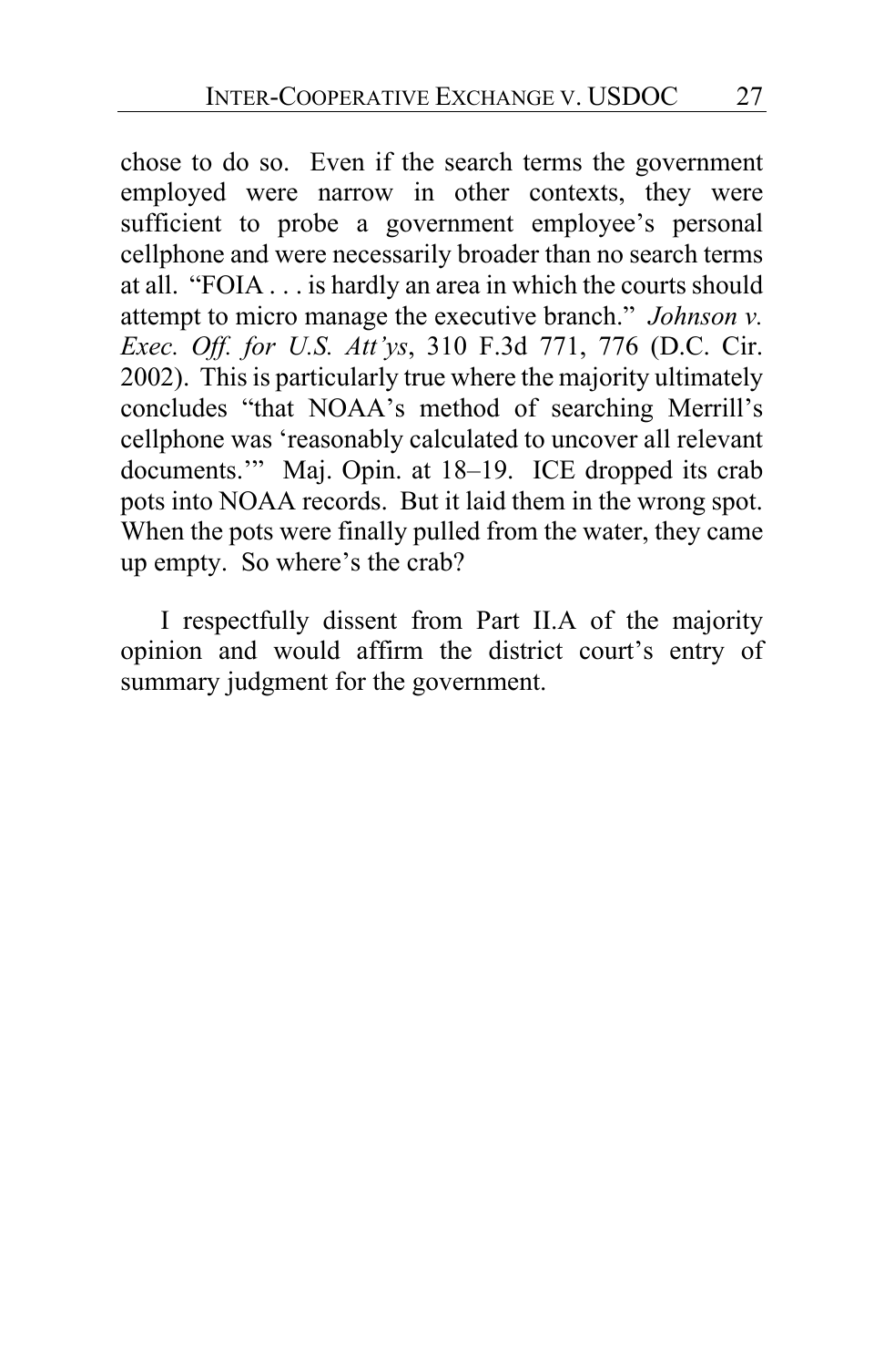chose to do so. Even if the search terms the government employed were narrow in other contexts, they were sufficient to probe a government employee's personal cellphone and were necessarily broader than no search terms at all. "FOIA . . . is hardly an area in which the courts should attempt to micro manage the executive branch." *Johnson v. Exec. Off. for U.S. Att'ys*, 310 F.3d 771, 776 (D.C. Cir. 2002). This is particularly true where the majority ultimately concludes "that NOAA's method of searching Merrill's cellphone was 'reasonably calculated to uncover all relevant documents.'" Maj. Opin. at 18–19. ICE dropped its crab pots into NOAA records. But it laid them in the wrong spot. When the pots were finally pulled from the water, they came up empty. So where's the crab?

I respectfully dissent from Part II.A of the majority opinion and would affirm the district court's entry of summary judgment for the government.